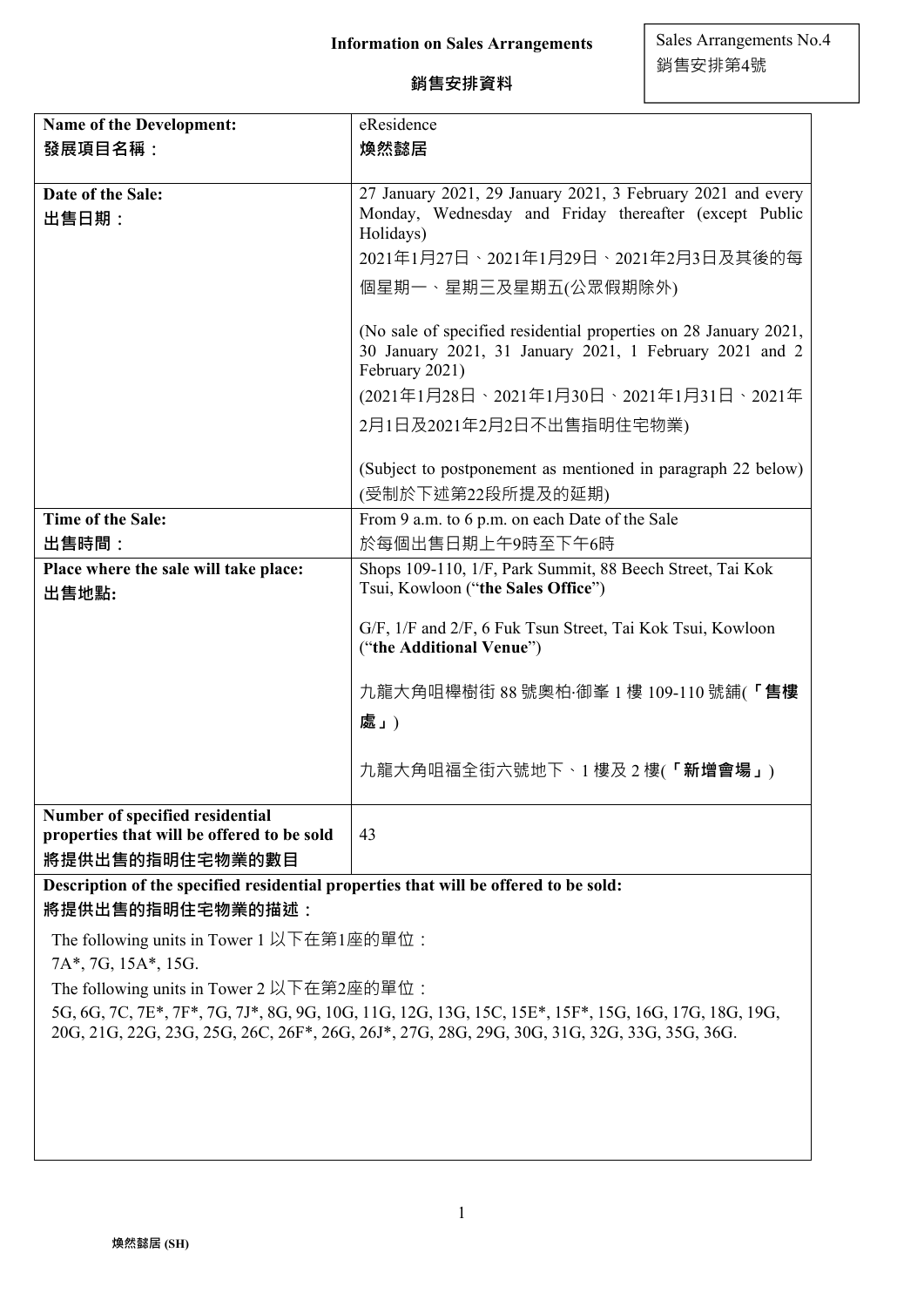Sales Arrangements No.4
銷售安排第4號

# Information on Sales Arrangements

# 銷售安排資料

| | |
|---|---|
| **Name of the Development:**<br>**發展項目名稱：** | eResidence<br>**煥然懿居** |
| **Date of the Sale:**<br>**出售日期：** | 27 January 2021, 29 January 2021, 3 February 2021 and every Monday, Wednesday and Friday thereafter (except Public Holidays)<br>2021年1月27日、2021年1月29日、2021年2月3日及其後的每個星期一、星期三及星期五(公眾假期除外)<br><br>(No sale of specified residential properties on 28 January 2021, 30 January 2021, 31 January 2021, 1 February 2021 and 2 February 2021)<br>(2021年1月28日、2021年1月30日、2021年1月31日、2021年2月1日及2021年2月2日不出售指明住宅物業)<br><br>(Subject to postponement as mentioned in paragraph 22 below)<br>(受制於下述第22段所提及的延期) |
| **Time of the Sale:**<br>**出售時間：** | From 9 a.m. to 6 p.m. on each Date of the Sale<br>於每個出售日期上午9時至下午6時 |
| **Place where the sale will take place:**<br>**出售地點:** | Shops 109-110, 1/F, Park Summit, 88 Beech Street, Tai Kok Tsui, Kowloon ("**the Sales Office**")<br><br>G/F, 1/F and 2/F, 6 Fuk Tsun Street, Tai Kok Tsui, Kowloon ("**the Additional Venue**")<br><br>九龍大角咀櫸樹街 88 號奧柏·御峯 1 樓 109-110 號舖(**「售樓處」**)<br><br>九龍大角咀福全街六號地下、1 樓及 2 樓(**「新增會場」**) |
| **Number of specified residential properties that will be offered to be sold**<br>**將提供出售的指明住宅物業的數目** | 43 |

**Description of the specified residential properties that will be offered to be sold:**
**將提供出售的指明住宅物業的描述：**

The following units in Tower 1 以下在第1座的單位：
7A*, 7G, 15A*, 15G.

The following units in Tower 2 以下在第2座的單位：
5G, 6G, 7C, 7E*, 7F*, 7G, 7J*, 8G, 9G, 10G, 11G, 12G, 13G, 15C, 15E*, 15F*, 15G, 16G, 17G, 18G, 19G, 20G, 21G, 22G, 23G, 25G, 26C, 26F*, 26G, 26J*, 27G, 28G, 29G, 30G, 31G, 32G, 33G, 35G, 36G.

煥然懿居 (SH)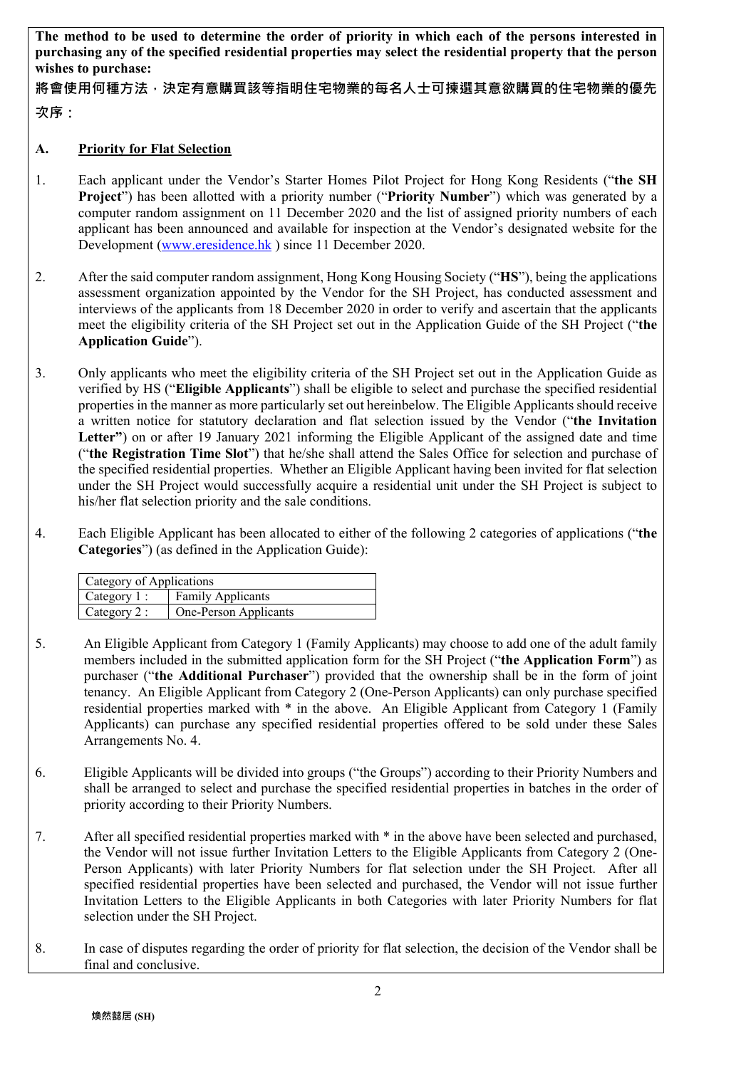**The method to be used to determine the order of priority in which each of the persons interested in purchasing any of the specified residential properties may select the residential property that the person wishes to purchase:**

**將會使用何種方法，決定有意購買該等指明住宅物業的每名人士可揀選其意欲購買的住宅物業的優先次序：**

## A. Priority for Flat Selection

1. Each applicant under the Vendor's Starter Homes Pilot Project for Hong Kong Residents ("**the SH Project**") has been allotted with a priority number ("**Priority Number**") which was generated by a computer random assignment on 11 December 2020 and the list of assigned priority numbers of each applicant has been announced and available for inspection at the Vendor's designated website for the Development (www.eresidence.hk ) since 11 December 2020.

2. After the said computer random assignment, Hong Kong Housing Society ("**HS**"), being the applications assessment organization appointed by the Vendor for the SH Project, has conducted assessment and interviews of the applicants from 18 December 2020 in order to verify and ascertain that the applicants meet the eligibility criteria of the SH Project set out in the Application Guide of the SH Project ("**the Application Guide**").

3. Only applicants who meet the eligibility criteria of the SH Project set out in the Application Guide as verified by HS ("**Eligible Applicants**") shall be eligible to select and purchase the specified residential properties in the manner as more particularly set out hereinbelow. The Eligible Applicants should receive a written notice for statutory declaration and flat selection issued by the Vendor ("**the Invitation Letter"**) on or after 19 January 2021 informing the Eligible Applicant of the assigned date and time ("**the Registration Time Slot**") that he/she shall attend the Sales Office for selection and purchase of the specified residential properties. Whether an Eligible Applicant having been invited for flat selection under the SH Project would successfully acquire a residential unit under the SH Project is subject to his/her flat selection priority and the sale conditions.

4. Each Eligible Applicant has been allocated to either of the following 2 categories of applications ("**the Categories**") (as defined in the Application Guide):

| Category of Applications | |
|---|---|
| Category 1 : | Family Applicants |
| Category 2 : | One-Person Applicants |

5. An Eligible Applicant from Category 1 (Family Applicants) may choose to add one of the adult family members included in the submitted application form for the SH Project ("**the Application Form**") as purchaser ("**the Additional Purchaser**") provided that the ownership shall be in the form of joint tenancy. An Eligible Applicant from Category 2 (One-Person Applicants) can only purchase specified residential properties marked with * in the above. An Eligible Applicant from Category 1 (Family Applicants) can purchase any specified residential properties offered to be sold under these Sales Arrangements No. 4.

6. Eligible Applicants will be divided into groups ("the Groups") according to their Priority Numbers and shall be arranged to select and purchase the specified residential properties in batches in the order of priority according to their Priority Numbers.

7. After all specified residential properties marked with * in the above have been selected and purchased, the Vendor will not issue further Invitation Letters to the Eligible Applicants from Category 2 (One-Person Applicants) with later Priority Numbers for flat selection under the SH Project. After all specified residential properties have been selected and purchased, the Vendor will not issue further Invitation Letters to the Eligible Applicants in both Categories with later Priority Numbers for flat selection under the SH Project.

8. In case of disputes regarding the order of priority for flat selection, the decision of the Vendor shall be final and conclusive.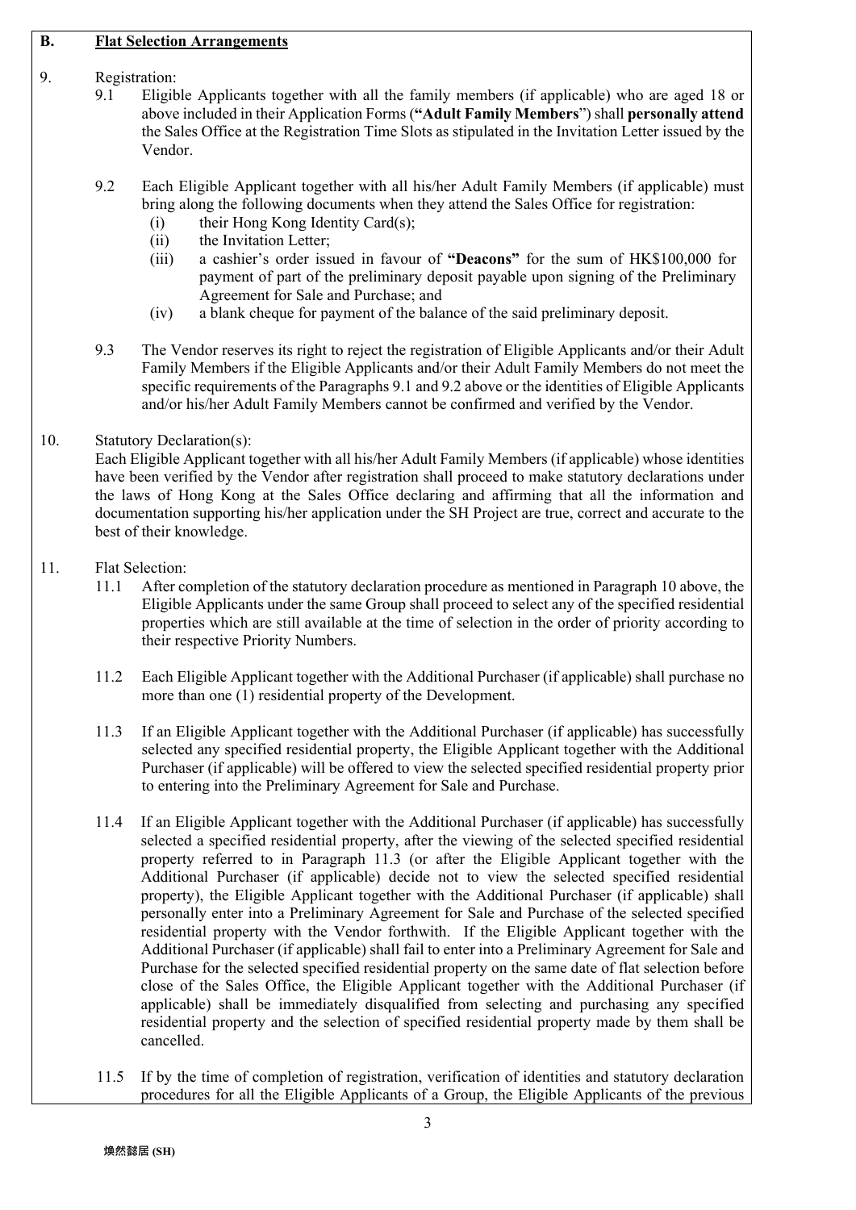## B. Flat Selection Arrangements

9. Registration:

   9.1 Eligible Applicants together with all the family members (if applicable) who are aged 18 or above included in their Application Forms (**"Adult Family Members"**) shall **personally attend** the Sales Office at the Registration Time Slots as stipulated in the Invitation Letter issued by the Vendor.

   9.2 Each Eligible Applicant together with all his/her Adult Family Members (if applicable) must bring along the following documents when they attend the Sales Office for registration:
   
   (i) their Hong Kong Identity Card(s);
   
   (ii) the Invitation Letter;
   
   (iii) a cashier's order issued in favour of **"Deacons"** for the sum of HK$100,000 for payment of part of the preliminary deposit payable upon signing of the Preliminary Agreement for Sale and Purchase; and
   
   (iv) a blank cheque for payment of the balance of the said preliminary deposit.

   9.3 The Vendor reserves its right to reject the registration of Eligible Applicants and/or their Adult Family Members if the Eligible Applicants and/or their Adult Family Members do not meet the specific requirements of the Paragraphs 9.1 and 9.2 above or the identities of Eligible Applicants and/or his/her Adult Family Members cannot be confirmed and verified by the Vendor.

10. Statutory Declaration(s):

    Each Eligible Applicant together with all his/her Adult Family Members (if applicable) whose identities have been verified by the Vendor after registration shall proceed to make statutory declarations under the laws of Hong Kong at the Sales Office declaring and affirming that all the information and documentation supporting his/her application under the SH Project are true, correct and accurate to the best of their knowledge.

11. Flat Selection:

    11.1 After completion of the statutory declaration procedure as mentioned in Paragraph 10 above, the Eligible Applicants under the same Group shall proceed to select any of the specified residential properties which are still available at the time of selection in the order of priority according to their respective Priority Numbers.

    11.2 Each Eligible Applicant together with the Additional Purchaser (if applicable) shall purchase no more than one (1) residential property of the Development.

    11.3 If an Eligible Applicant together with the Additional Purchaser (if applicable) has successfully selected any specified residential property, the Eligible Applicant together with the Additional Purchaser (if applicable) will be offered to view the selected specified residential property prior to entering into the Preliminary Agreement for Sale and Purchase.

    11.4 If an Eligible Applicant together with the Additional Purchaser (if applicable) has successfully selected a specified residential property, after the viewing of the selected specified residential property referred to in Paragraph 11.3 (or after the Eligible Applicant together with the Additional Purchaser (if applicable) decide not to view the selected specified residential property), the Eligible Applicant together with the Additional Purchaser (if applicable) shall personally enter into a Preliminary Agreement for Sale and Purchase of the selected specified residential property with the Vendor forthwith. If the Eligible Applicant together with the Additional Purchaser (if applicable) shall fail to enter into a Preliminary Agreement for Sale and Purchase for the selected specified residential property on the same date of flat selection before close of the Sales Office, the Eligible Applicant together with the Additional Purchaser (if applicable) shall be immediately disqualified from selecting and purchasing any specified residential property and the selection of specified residential property made by them shall be cancelled.

    11.5 If by the time of completion of registration, verification of identities and statutory declaration procedures for all the Eligible Applicants of a Group, the Eligible Applicants of the previous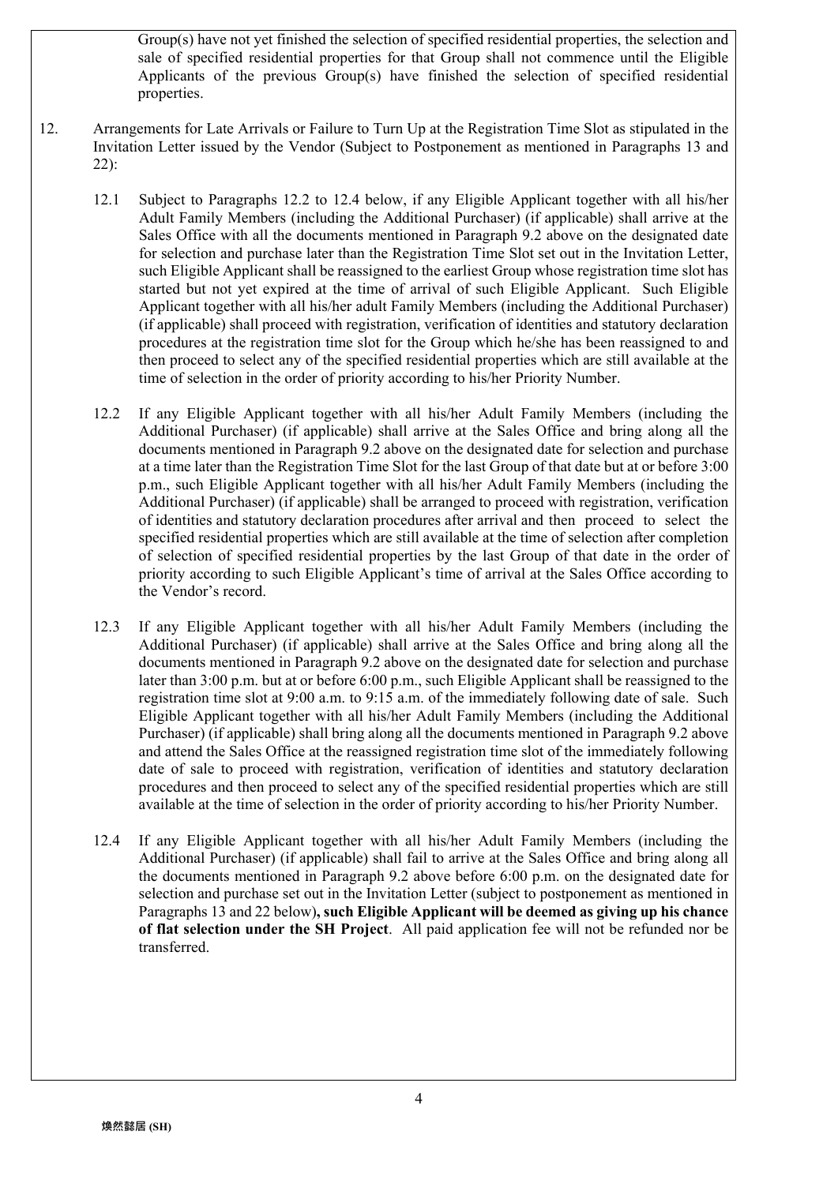Group(s) have not yet finished the selection of specified residential properties, the selection and sale of specified residential properties for that Group shall not commence until the Eligible Applicants of the previous Group(s) have finished the selection of specified residential properties.

12. Arrangements for Late Arrivals or Failure to Turn Up at the Registration Time Slot as stipulated in the Invitation Letter issued by the Vendor (Subject to Postponement as mentioned in Paragraphs 13 and 22):

 12.1 Subject to Paragraphs 12.2 to 12.4 below, if any Eligible Applicant together with all his/her Adult Family Members (including the Additional Purchaser) (if applicable) shall arrive at the Sales Office with all the documents mentioned in Paragraph 9.2 above on the designated date for selection and purchase later than the Registration Time Slot set out in the Invitation Letter, such Eligible Applicant shall be reassigned to the earliest Group whose registration time slot has started but not yet expired at the time of arrival of such Eligible Applicant. Such Eligible Applicant together with all his/her adult Family Members (including the Additional Purchaser) (if applicable) shall proceed with registration, verification of identities and statutory declaration procedures at the registration time slot for the Group which he/she has been reassigned to and then proceed to select any of the specified residential properties which are still available at the time of selection in the order of priority according to his/her Priority Number.

 12.2 If any Eligible Applicant together with all his/her Adult Family Members (including the Additional Purchaser) (if applicable) shall arrive at the Sales Office and bring along all the documents mentioned in Paragraph 9.2 above on the designated date for selection and purchase at a time later than the Registration Time Slot for the last Group of that date but at or before 3:00 p.m., such Eligible Applicant together with all his/her Adult Family Members (including the Additional Purchaser) (if applicable) shall be arranged to proceed with registration, verification of identities and statutory declaration procedures after arrival and then proceed to select the specified residential properties which are still available at the time of selection after completion of selection of specified residential properties by the last Group of that date in the order of priority according to such Eligible Applicant's time of arrival at the Sales Office according to the Vendor's record.

 12.3 If any Eligible Applicant together with all his/her Adult Family Members (including the Additional Purchaser) (if applicable) shall arrive at the Sales Office and bring along all the documents mentioned in Paragraph 9.2 above on the designated date for selection and purchase later than 3:00 p.m. but at or before 6:00 p.m., such Eligible Applicant shall be reassigned to the registration time slot at 9:00 a.m. to 9:15 a.m. of the immediately following date of sale. Such Eligible Applicant together with all his/her Adult Family Members (including the Additional Purchaser) (if applicable) shall bring along all the documents mentioned in Paragraph 9.2 above and attend the Sales Office at the reassigned registration time slot of the immediately following date of sale to proceed with registration, verification of identities and statutory declaration procedures and then proceed to select any of the specified residential properties which are still available at the time of selection in the order of priority according to his/her Priority Number.

 12.4 If any Eligible Applicant together with all his/her Adult Family Members (including the Additional Purchaser) (if applicable) shall fail to arrive at the Sales Office and bring along all the documents mentioned in Paragraph 9.2 above before 6:00 p.m. on the designated date for selection and purchase set out in the Invitation Letter (subject to postponement as mentioned in Paragraphs 13 and 22 below)**, such Eligible Applicant will be deemed as giving up his chance of flat selection under the SH Project**. All paid application fee will not be refunded nor be transferred.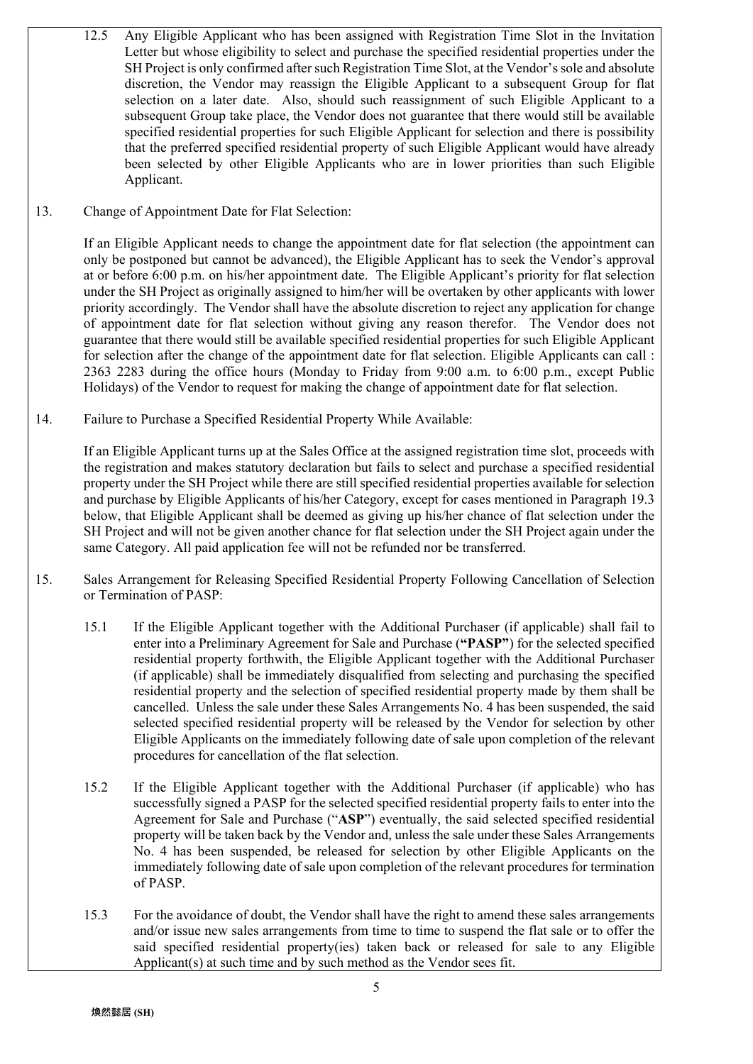12.5 Any Eligible Applicant who has been assigned with Registration Time Slot in the Invitation Letter but whose eligibility to select and purchase the specified residential properties under the SH Project is only confirmed after such Registration Time Slot, at the Vendor's sole and absolute discretion, the Vendor may reassign the Eligible Applicant to a subsequent Group for flat selection on a later date. Also, should such reassignment of such Eligible Applicant to a subsequent Group take place, the Vendor does not guarantee that there would still be available specified residential properties for such Eligible Applicant for selection and there is possibility that the preferred specified residential property of such Eligible Applicant would have already been selected by other Eligible Applicants who are in lower priorities than such Eligible Applicant.

13. Change of Appointment Date for Flat Selection:

If an Eligible Applicant needs to change the appointment date for flat selection (the appointment can only be postponed but cannot be advanced), the Eligible Applicant has to seek the Vendor's approval at or before 6:00 p.m. on his/her appointment date. The Eligible Applicant's priority for flat selection under the SH Project as originally assigned to him/her will be overtaken by other applicants with lower priority accordingly. The Vendor shall have the absolute discretion to reject any application for change of appointment date for flat selection without giving any reason therefor. The Vendor does not guarantee that there would still be available specified residential properties for such Eligible Applicant for selection after the change of the appointment date for flat selection. Eligible Applicants can call : 2363 2283 during the office hours (Monday to Friday from 9:00 a.m. to 6:00 p.m., except Public Holidays) of the Vendor to request for making the change of appointment date for flat selection.

14. Failure to Purchase a Specified Residential Property While Available:

If an Eligible Applicant turns up at the Sales Office at the assigned registration time slot, proceeds with the registration and makes statutory declaration but fails to select and purchase a specified residential property under the SH Project while there are still specified residential properties available for selection and purchase by Eligible Applicants of his/her Category, except for cases mentioned in Paragraph 19.3 below, that Eligible Applicant shall be deemed as giving up his/her chance of flat selection under the SH Project and will not be given another chance for flat selection under the SH Project again under the same Category. All paid application fee will not be refunded nor be transferred.

15. Sales Arrangement for Releasing Specified Residential Property Following Cancellation of Selection or Termination of PASP:

15.1 If the Eligible Applicant together with the Additional Purchaser (if applicable) shall fail to enter into a Preliminary Agreement for Sale and Purchase (**"PASP"**) for the selected specified residential property forthwith, the Eligible Applicant together with the Additional Purchaser (if applicable) shall be immediately disqualified from selecting and purchasing the specified residential property and the selection of specified residential property made by them shall be cancelled. Unless the sale under these Sales Arrangements No. 4 has been suspended, the said selected specified residential property will be released by the Vendor for selection by other Eligible Applicants on the immediately following date of sale upon completion of the relevant procedures for cancellation of the flat selection.

15.2 If the Eligible Applicant together with the Additional Purchaser (if applicable) who has successfully signed a PASP for the selected specified residential property fails to enter into the Agreement for Sale and Purchase ("**ASP**") eventually, the said selected specified residential property will be taken back by the Vendor and, unless the sale under these Sales Arrangements No. 4 has been suspended, be released for selection by other Eligible Applicants on the immediately following date of sale upon completion of the relevant procedures for termination of PASP.

15.3 For the avoidance of doubt, the Vendor shall have the right to amend these sales arrangements and/or issue new sales arrangements from time to time to suspend the flat sale or to offer the said specified residential property(ies) taken back or released for sale to any Eligible Applicant(s) at such time and by such method as the Vendor sees fit.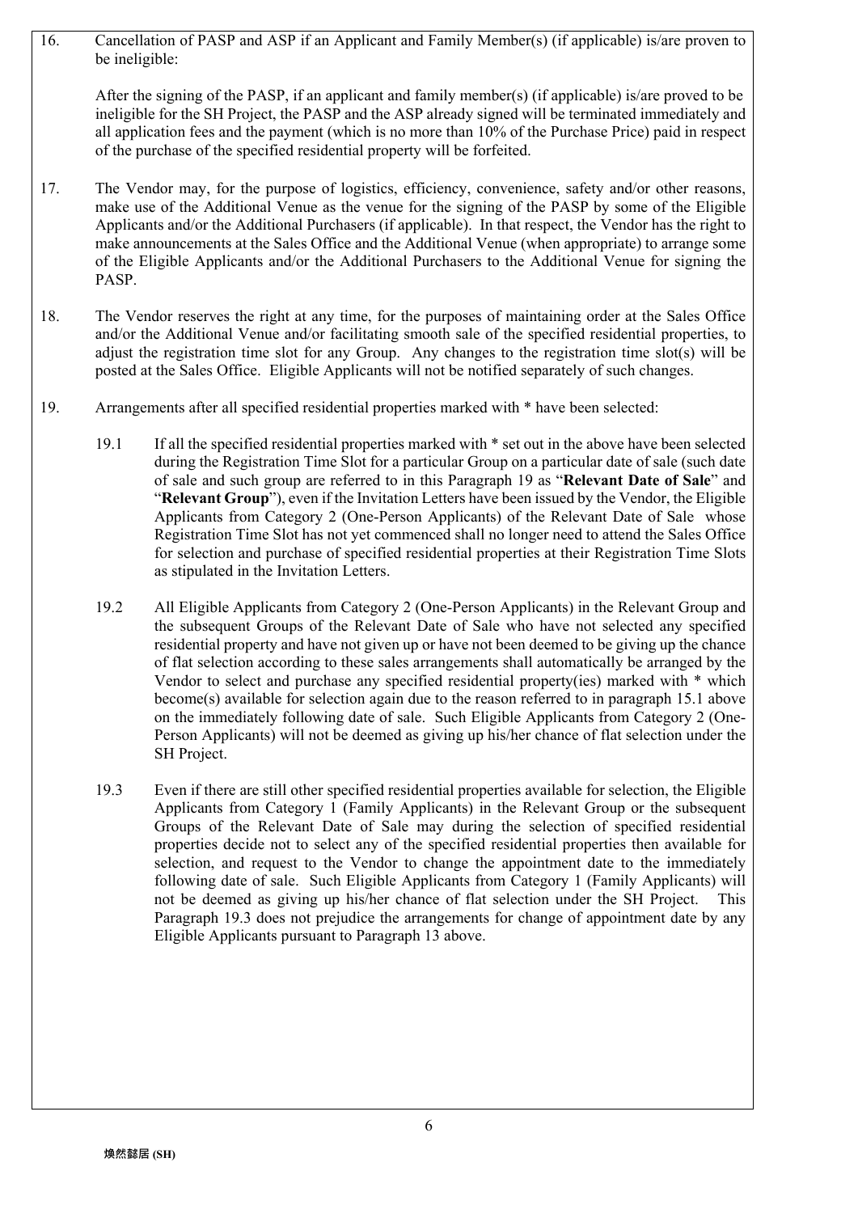16. Cancellation of PASP and ASP if an Applicant and Family Member(s) (if applicable) is/are proven to be ineligible:

    After the signing of the PASP, if an applicant and family member(s) (if applicable) is/are proved to be ineligible for the SH Project, the PASP and the ASP already signed will be terminated immediately and all application fees and the payment (which is no more than 10% of the Purchase Price) paid in respect of the purchase of the specified residential property will be forfeited.

17. The Vendor may, for the purpose of logistics, efficiency, convenience, safety and/or other reasons, make use of the Additional Venue as the venue for the signing of the PASP by some of the Eligible Applicants and/or the Additional Purchasers (if applicable). In that respect, the Vendor has the right to make announcements at the Sales Office and the Additional Venue (when appropriate) to arrange some of the Eligible Applicants and/or the Additional Purchasers to the Additional Venue for signing the PASP.

18. The Vendor reserves the right at any time, for the purposes of maintaining order at the Sales Office and/or the Additional Venue and/or facilitating smooth sale of the specified residential properties, to adjust the registration time slot for any Group. Any changes to the registration time slot(s) will be posted at the Sales Office. Eligible Applicants will not be notified separately of such changes.

19. Arrangements after all specified residential properties marked with * have been selected:

    19.1 If all the specified residential properties marked with * set out in the above have been selected during the Registration Time Slot for a particular Group on a particular date of sale (such date of sale and such group are referred to in this Paragraph 19 as "**Relevant Date of Sale**" and "**Relevant Group**"), even if the Invitation Letters have been issued by the Vendor, the Eligible Applicants from Category 2 (One-Person Applicants) of the Relevant Date of Sale whose Registration Time Slot has not yet commenced shall no longer need to attend the Sales Office for selection and purchase of specified residential properties at their Registration Time Slots as stipulated in the Invitation Letters.

    19.2 All Eligible Applicants from Category 2 (One-Person Applicants) in the Relevant Group and the subsequent Groups of the Relevant Date of Sale who have not selected any specified residential property and have not given up or have not been deemed to be giving up the chance of flat selection according to these sales arrangements shall automatically be arranged by the Vendor to select and purchase any specified residential property(ies) marked with * which become(s) available for selection again due to the reason referred to in paragraph 15.1 above on the immediately following date of sale. Such Eligible Applicants from Category 2 (One-Person Applicants) will not be deemed as giving up his/her chance of flat selection under the SH Project.

    19.3 Even if there are still other specified residential properties available for selection, the Eligible Applicants from Category 1 (Family Applicants) in the Relevant Group or the subsequent Groups of the Relevant Date of Sale may during the selection of specified residential properties decide not to select any of the specified residential properties then available for selection, and request to the Vendor to change the appointment date to the immediately following date of sale. Such Eligible Applicants from Category 1 (Family Applicants) will not be deemed as giving up his/her chance of flat selection under the SH Project. This Paragraph 19.3 does not prejudice the arrangements for change of appointment date by any Eligible Applicants pursuant to Paragraph 13 above.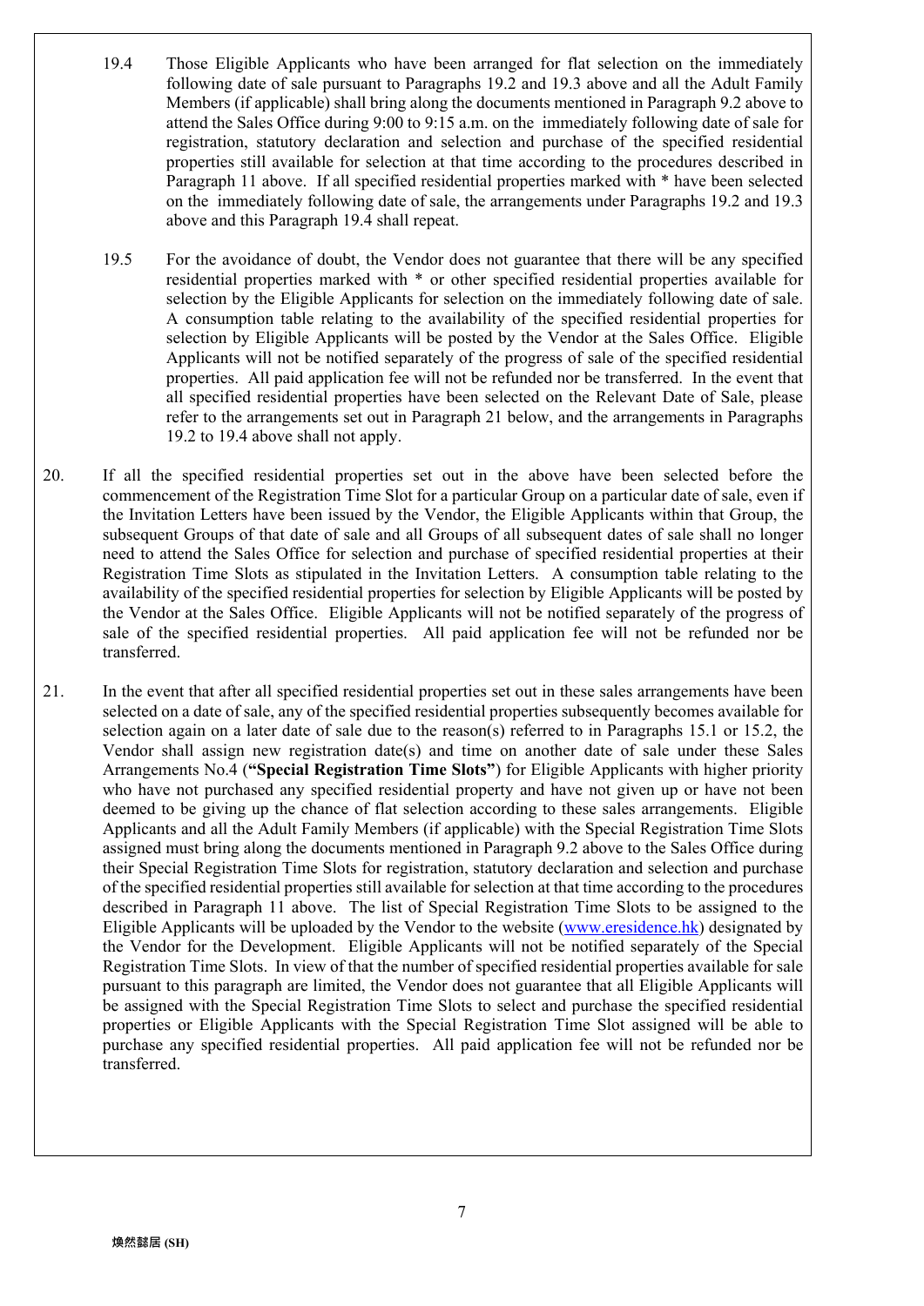19.4 Those Eligible Applicants who have been arranged for flat selection on the immediately following date of sale pursuant to Paragraphs 19.2 and 19.3 above and all the Adult Family Members (if applicable) shall bring along the documents mentioned in Paragraph 9.2 above to attend the Sales Office during 9:00 to 9:15 a.m. on the immediately following date of sale for registration, statutory declaration and selection and purchase of the specified residential properties still available for selection at that time according to the procedures described in Paragraph 11 above. If all specified residential properties marked with * have been selected on the immediately following date of sale, the arrangements under Paragraphs 19.2 and 19.3 above and this Paragraph 19.4 shall repeat.

19.5 For the avoidance of doubt, the Vendor does not guarantee that there will be any specified residential properties marked with * or other specified residential properties available for selection by the Eligible Applicants for selection on the immediately following date of sale. A consumption table relating to the availability of the specified residential properties for selection by Eligible Applicants will be posted by the Vendor at the Sales Office. Eligible Applicants will not be notified separately of the progress of sale of the specified residential properties. All paid application fee will not be refunded nor be transferred. In the event that all specified residential properties have been selected on the Relevant Date of Sale, please refer to the arrangements set out in Paragraph 21 below, and the arrangements in Paragraphs 19.2 to 19.4 above shall not apply.

20. If all the specified residential properties set out in the above have been selected before the commencement of the Registration Time Slot for a particular Group on a particular date of sale, even if the Invitation Letters have been issued by the Vendor, the Eligible Applicants within that Group, the subsequent Groups of that date of sale and all Groups of all subsequent dates of sale shall no longer need to attend the Sales Office for selection and purchase of specified residential properties at their Registration Time Slots as stipulated in the Invitation Letters. A consumption table relating to the availability of the specified residential properties for selection by Eligible Applicants will be posted by the Vendor at the Sales Office. Eligible Applicants will not be notified separately of the progress of sale of the specified residential properties. All paid application fee will not be refunded nor be transferred.

21. In the event that after all specified residential properties set out in these sales arrangements have been selected on a date of sale, any of the specified residential properties subsequently becomes available for selection again on a later date of sale due to the reason(s) referred to in Paragraphs 15.1 or 15.2, the Vendor shall assign new registration date(s) and time on another date of sale under these Sales Arrangements No.4 (**"Special Registration Time Slots"**) for Eligible Applicants with higher priority who have not purchased any specified residential property and have not given up or have not been deemed to be giving up the chance of flat selection according to these sales arrangements. Eligible Applicants and all the Adult Family Members (if applicable) with the Special Registration Time Slots assigned must bring along the documents mentioned in Paragraph 9.2 above to the Sales Office during their Special Registration Time Slots for registration, statutory declaration and selection and purchase of the specified residential properties still available for selection at that time according to the procedures described in Paragraph 11 above. The list of Special Registration Time Slots to be assigned to the Eligible Applicants will be uploaded by the Vendor to the website (www.eresidence.hk) designated by the Vendor for the Development. Eligible Applicants will not be notified separately of the Special Registration Time Slots. In view of that the number of specified residential properties available for sale pursuant to this paragraph are limited, the Vendor does not guarantee that all Eligible Applicants will be assigned with the Special Registration Time Slots to select and purchase the specified residential properties or Eligible Applicants with the Special Registration Time Slot assigned will be able to purchase any specified residential properties. All paid application fee will not be refunded nor be transferred.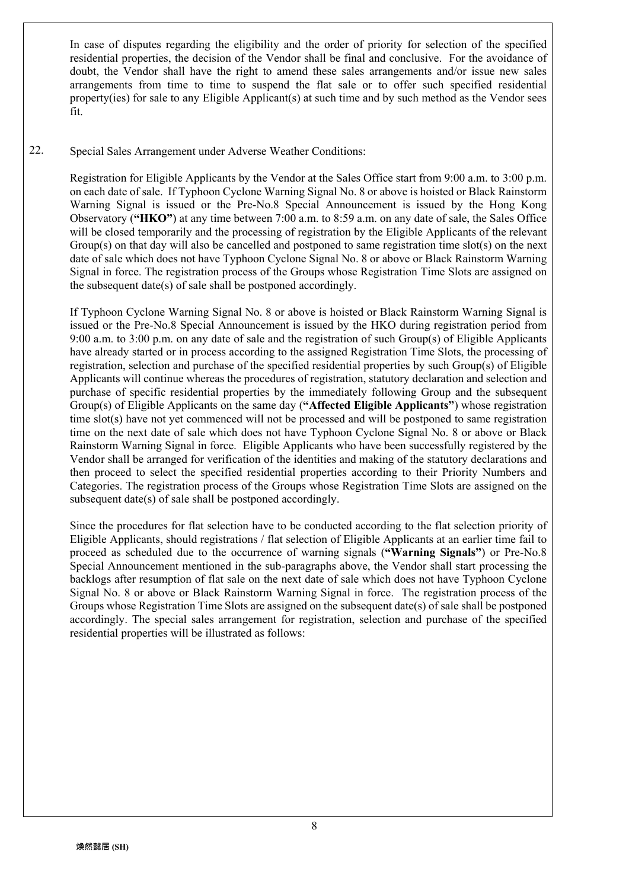In case of disputes regarding the eligibility and the order of priority for selection of the specified residential properties, the decision of the Vendor shall be final and conclusive. For the avoidance of doubt, the Vendor shall have the right to amend these sales arrangements and/or issue new sales arrangements from time to time to suspend the flat sale or to offer such specified residential property(ies) for sale to any Eligible Applicant(s) at such time and by such method as the Vendor sees fit.

22. Special Sales Arrangement under Adverse Weather Conditions:

Registration for Eligible Applicants by the Vendor at the Sales Office start from 9:00 a.m. to 3:00 p.m. on each date of sale. If Typhoon Cyclone Warning Signal No. 8 or above is hoisted or Black Rainstorm Warning Signal is issued or the Pre-No.8 Special Announcement is issued by the Hong Kong Observatory (**"HKO"**) at any time between 7:00 a.m. to 8:59 a.m. on any date of sale, the Sales Office will be closed temporarily and the processing of registration by the Eligible Applicants of the relevant Group(s) on that day will also be cancelled and postponed to same registration time slot(s) on the next date of sale which does not have Typhoon Cyclone Signal No. 8 or above or Black Rainstorm Warning Signal in force. The registration process of the Groups whose Registration Time Slots are assigned on the subsequent date(s) of sale shall be postponed accordingly.

If Typhoon Cyclone Warning Signal No. 8 or above is hoisted or Black Rainstorm Warning Signal is issued or the Pre-No.8 Special Announcement is issued by the HKO during registration period from 9:00 a.m. to 3:00 p.m. on any date of sale and the registration of such Group(s) of Eligible Applicants have already started or in process according to the assigned Registration Time Slots, the processing of registration, selection and purchase of the specified residential properties by such Group(s) of Eligible Applicants will continue whereas the procedures of registration, statutory declaration and selection and purchase of specific residential properties by the immediately following Group and the subsequent Group(s) of Eligible Applicants on the same day (**"Affected Eligible Applicants"**) whose registration time slot(s) have not yet commenced will not be processed and will be postponed to same registration time on the next date of sale which does not have Typhoon Cyclone Signal No. 8 or above or Black Rainstorm Warning Signal in force. Eligible Applicants who have been successfully registered by the Vendor shall be arranged for verification of the identities and making of the statutory declarations and then proceed to select the specified residential properties according to their Priority Numbers and Categories. The registration process of the Groups whose Registration Time Slots are assigned on the subsequent date(s) of sale shall be postponed accordingly.

Since the procedures for flat selection have to be conducted according to the flat selection priority of Eligible Applicants, should registrations / flat selection of Eligible Applicants at an earlier time fail to proceed as scheduled due to the occurrence of warning signals (**"Warning Signals"**) or Pre-No.8 Special Announcement mentioned in the sub-paragraphs above, the Vendor shall start processing the backlogs after resumption of flat sale on the next date of sale which does not have Typhoon Cyclone Signal No. 8 or above or Black Rainstorm Warning Signal in force. The registration process of the Groups whose Registration Time Slots are assigned on the subsequent date(s) of sale shall be postponed accordingly. The special sales arrangement for registration, selection and purchase of the specified residential properties will be illustrated as follows: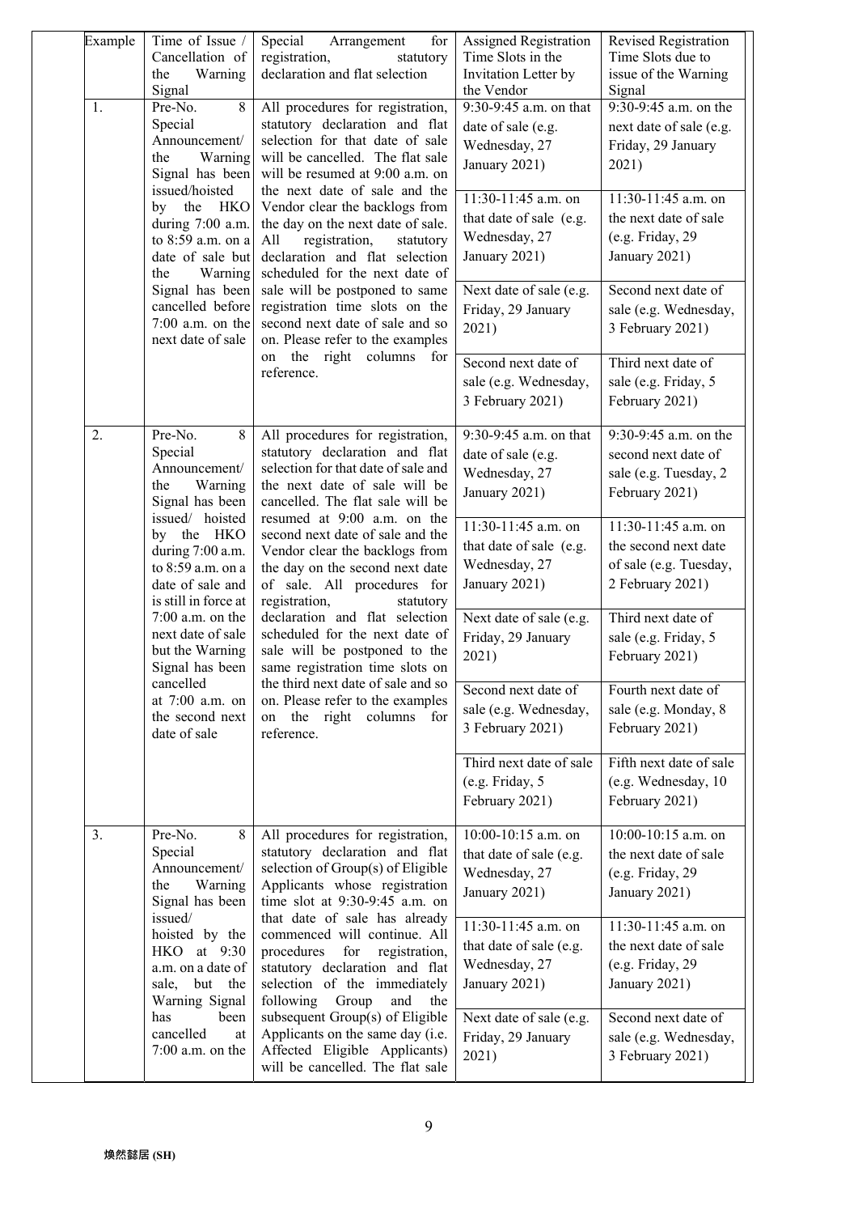| Example | Time of Issue / Cancellation of the Warning Signal | Special Arrangement for registration, statutory declaration and flat selection | Assigned Registration Time Slots in the Invitation Letter by the Vendor | Revised Registration Time Slots due to issue of the Warning Signal |
|---|---|---|---|---|
| 1. | Pre-No. 8 Special Announcement/ the Warning Signal has been issued/hoisted by the HKO during 7:00 a.m. to 8:59 a.m. on a date of sale but the Warning Signal has been cancelled before 7:00 a.m. on the next date of sale | All procedures for registration, statutory declaration and flat selection for that date of sale will be cancelled. The flat sale will be resumed at 9:00 a.m. on the next date of sale and the Vendor clear the backlogs from the day on the next date of sale. All registration, statutory declaration and flat selection scheduled for the next date of sale will be postponed to same registration time slots on the second next date of sale and so on. Please refer to the examples on the right columns for reference. | 9:30-9:45 a.m. on that date of sale (e.g. Wednesday, 27 January 2021) | 9:30-9:45 a.m. on the next date of sale (e.g. Friday, 29 January 2021) |
| | | | 11:30-11:45 a.m. on that date of sale (e.g. Wednesday, 27 January 2021) | 11:30-11:45 a.m. on the next date of sale (e.g. Friday, 29 January 2021) |
| | | | Next date of sale (e.g. Friday, 29 January 2021) | Second next date of sale (e.g. Wednesday, 3 February 2021) |
| | | | Second next date of sale (e.g. Wednesday, 3 February 2021) | Third next date of sale (e.g. Friday, 5 February 2021) |
| 2. | Pre-No. 8 Special Announcement/ the Warning Signal has been issued/ hoisted by the HKO during 7:00 a.m. to 8:59 a.m. on a date of sale and is still in force at 7:00 a.m. on the next date of sale but the Warning Signal has been cancelled at 7:00 a.m. on the second next date of sale | All procedures for registration, statutory declaration and flat selection for that date of sale and the next date of sale will be cancelled. The flat sale will be resumed at 9:00 a.m. on the second next date of sale and the Vendor clear the backlogs from the day on the second next date of sale. All procedures for registration, statutory declaration and flat selection scheduled for the next date of sale will be postponed to the same registration time slots on the third next date of sale and so on. Please refer to the examples on the right columns for reference. | 9:30-9:45 a.m. on that date of sale (e.g. Wednesday, 27 January 2021) | 9:30-9:45 a.m. on the second next date of sale (e.g. Tuesday, 2 February 2021) |
| | | | 11:30-11:45 a.m. on that date of sale (e.g. Wednesday, 27 January 2021) | 11:30-11:45 a.m. on the second next date of sale (e.g. Tuesday, 2 February 2021) |
| | | | Next date of sale (e.g. Friday, 29 January 2021) | Third next date of sale (e.g. Friday, 5 February 2021) |
| | | | Second next date of sale (e.g. Wednesday, 3 February 2021) | Fourth next date of sale (e.g. Monday, 8 February 2021) |
| | | | Third next date of sale (e.g. Friday, 5 February 2021) | Fifth next date of sale (e.g. Wednesday, 10 February 2021) |
| 3. | Pre-No. 8 Special Announcement/ the Warning Signal has been issued/ hoisted by the HKO at 9:30 a.m. on a date of sale, but the Warning Signal has been cancelled at 7:00 a.m. on the | All procedures for registration, statutory declaration and flat selection of Group(s) of Eligible Applicants whose registration time slot at 9:30-9:45 a.m. on that date of sale has already commenced will continue. All procedures for registration, statutory declaration and flat selection of the immediately following Group and the subsequent Group(s) of Eligible Applicants on the same day (i.e. Affected Eligible Applicants) will be cancelled. The flat sale | 10:00-10:15 a.m. on that date of sale (e.g. Wednesday, 27 January 2021) | 10:00-10:15 a.m. on the next date of sale (e.g. Friday, 29 January 2021) |
| | | | 11:30-11:45 a.m. on that date of sale (e.g. Wednesday, 27 January 2021) | 11:30-11:45 a.m. on the next date of sale (e.g. Friday, 29 January 2021) |
| | | | Next date of sale (e.g. Friday, 29 January 2021) | Second next date of sale (e.g. Wednesday, 3 February 2021) |

煥然懿居 (SH)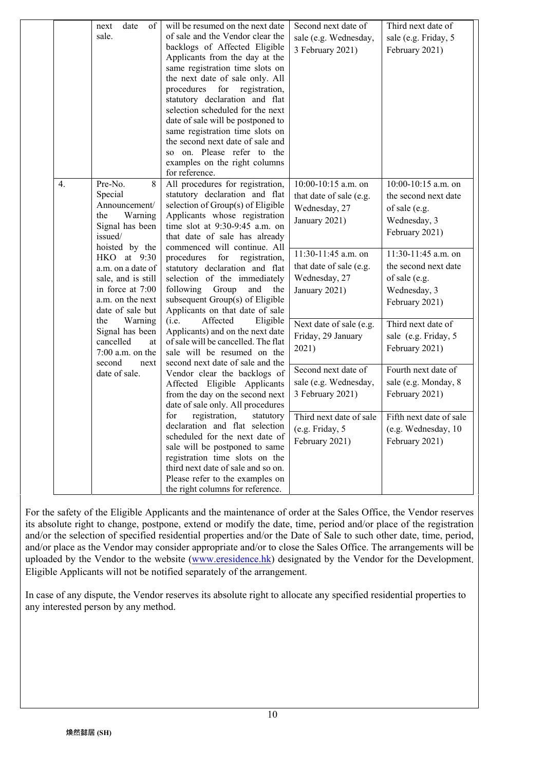| | | | | |
|---|---|---|---|---|
| | next date of sale. | will be resumed on the next date of sale and the Vendor clear the backlogs of Affected Eligible Applicants from the day at the same registration time slots on the next date of sale only. All procedures for registration, statutory declaration and flat selection scheduled for the next date of sale will be postponed to same registration time slots on the second next date of sale and so on. Please refer to the examples on the right columns for reference. | Second next date of sale (e.g. Wednesday, 3 February 2021) | Third next date of sale (e.g. Friday, 5 February 2021) |
| 4. | Pre-No. 8 Special Announcement/ the Warning Signal has been issued/ hoisted by the HKO at 9:30 a.m. on a date of sale, and is still in force at 7:00 a.m. on the next date of sale but the Warning Signal has been cancelled at 7:00 a.m. on the second next date of sale. | All procedures for registration, statutory declaration and flat selection of Group(s) of Eligible Applicants whose registration time slot at 9:30-9:45 a.m. on that date of sale has already commenced will continue. All procedures for registration, statutory declaration and flat selection of the immediately following Group and the subsequent Group(s) of Eligible Applicants on that date of sale (i.e. Affected Eligible Applicants) and on the next date of sale will be cancelled. The flat sale will be resumed on the second next date of sale and the Vendor clear the backlogs of Affected Eligible Applicants from the day on the second next date of sale only. All procedures for registration, statutory declaration and flat selection scheduled for the next date of sale will be postponed to same registration time slots on the third next date of sale and so on. Please refer to the examples on the right columns for reference. | 10:00-10:15 a.m. on that date of sale (e.g. Wednesday, 27 January 2021) | 10:00-10:15 a.m. on the second next date of sale (e.g. Wednesday, 3 February 2021) |
| | | | 11:30-11:45 a.m. on that date of sale (e.g. Wednesday, 27 January 2021) | 11:30-11:45 a.m. on the second next date of sale (e.g. Wednesday, 3 February 2021) |
| | | | Next date of sale (e.g. Friday, 29 January 2021) | Third next date of sale (e.g. Friday, 5 February 2021) |
| | | | Second next date of sale (e.g. Wednesday, 3 February 2021) | Fourth next date of sale (e.g. Monday, 8 February 2021) |
| | | | Third next date of sale (e.g. Friday, 5 February 2021) | Fifth next date of sale (e.g. Wednesday, 10 February 2021) |

For the safety of the Eligible Applicants and the maintenance of order at the Sales Office, the Vendor reserves its absolute right to change, postpone, extend or modify the date, time, period and/or place of the registration and/or the selection of specified residential properties and/or the Date of Sale to such other date, time, period, and/or place as the Vendor may consider appropriate and/or to close the Sales Office. The arrangements will be uploaded by the Vendor to the website (www.eresidence.hk) designated by the Vendor for the Development. Eligible Applicants will not be notified separately of the arrangement.

In case of any dispute, the Vendor reserves its absolute right to allocate any specified residential properties to any interested person by any method.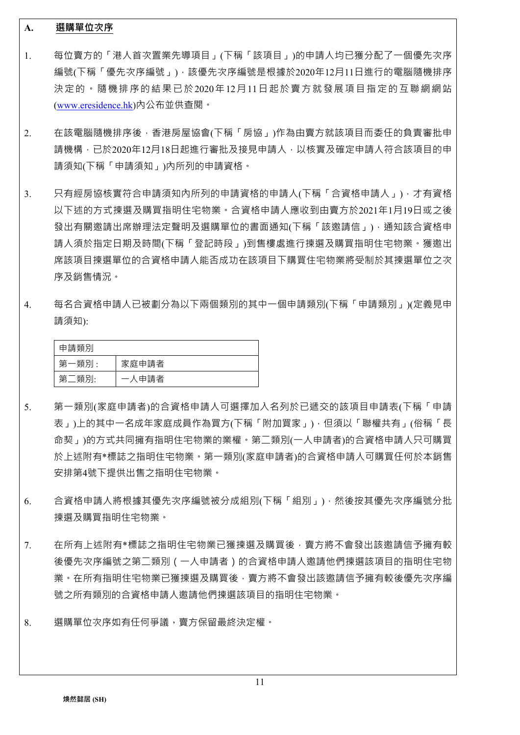## A. **選購單位次序**

1. 每位賣方的「港人首次置業先導項目」(下稱「該項目」)的申請人均已獲分配了一個優先次序編號(下稱「優先次序編號」)，該優先次序編號是根據於2020年12月11日進行的電腦隨機排序決定的。隨機排序的結果已於2020年12月11日起於賣方就發展項目指定的互聯網網站(www.eresidence.hk)內公布並供查閱。

2. 在該電腦隨機排序後，香港房屋協會(下稱「房協」)作為由賣方就該項目而委任的負責審批申請機構，已於2020年12月18日起進行審批及接見申請人，以核實及確定申請人符合該項目的申請須知(下稱「申請須知」)內所列的申請資格。

3. 只有經房協核實符合申請須知內所列的申請資格的申請人(下稱「合資格申請人」)，才有資格以下述的方式揀選及購買指明住宅物業。合資格申請人應收到由賣方於2021年1月19日或之後發出有關邀請出席辦理法定聲明及選購單位的書面通知(下稱「該邀請信」)，通知該合資格申請人須於指定日期及時間(下稱「登記時段」)到售樓處進行揀選及購買指明住宅物業。獲邀出席該項目揀選單位的合資格申請人能否成功在該項目下購買住宅物業將受制於其揀選單位之次序及銷售情況。

4. 每名合資格申請人已被劃分為以下兩個類別的其中一個申請類別(下稱「申請類別」)(定義見申請須知):

| 申請類別 | |
|---|---|
| 第一類別 : | 家庭申請者 |
| 第二類別: | 一人申請者 |

5. 第一類別(家庭申請者)的合資格申請人可選擇加入名列於已遞交的該項目申請表(下稱「申請表」)上的其中一名成年家庭成員作為買方(下稱「附加買家」)，但須以「聯權共有」(俗稱「長命契」)的方式共同擁有指明住宅物業的業權。第二類別(一人申請者)的合資格申請人只可購買於上述附有*標誌之指明住宅物業。第一類別(家庭申請者)的合資格申請人可購買任何於本銷售安排第4號下提供出售之指明住宅物業。

6. 合資格申請人將根據其優先次序編號被分成組別(下稱「組別」)，然後按其優先次序編號分批揀選及購買指明住宅物業。

7. 在所有上述附有*標誌之指明住宅物業已獲揀選及購買後，賣方將不會發出該邀請信予擁有較後優先次序編號之第二類別（一人申請者）的合資格申請人邀請他們揀選該項目的指明住宅物業。在所有指明住宅物業已獲揀選及購買後，賣方將不會發出該邀請信予擁有較後優先次序編號之所有類別的合資格申請人邀請他們揀選該項目的指明住宅物業。

8. 選購單位次序如有任何爭議，賣方保留最終決定權。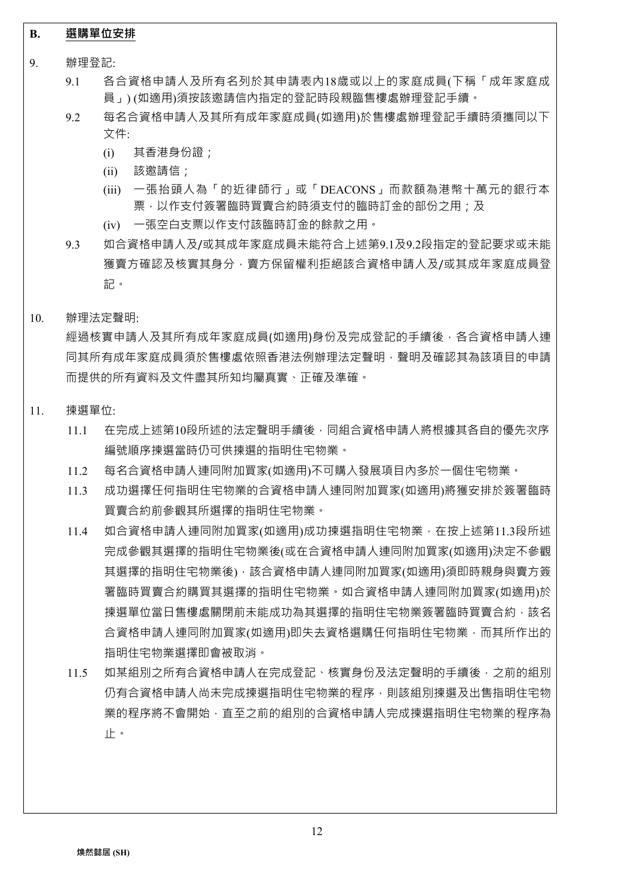## B. 選購單位安排

9. 辦理登記:

   9.1 各合資格申請人及所有名列於其申請表內18歲或以上的家庭成員(下稱「成年家庭成員」)(如適用)須按該邀請信內指定的登記時段親臨售樓處辦理登記手續。

   9.2 每名合資格申請人及其所有成年家庭成員(如適用)於售樓處辦理登記手續時須攜同以下文件:

   (i) 其香港身份證；

   (ii) 該邀請信；

   (iii) 一張抬頭人為「的近律師行」或「DEACONS」而款額為港幣十萬元的銀行本票，以作支付簽署臨時買賣合約時須支付的臨時訂金的部份之用；及

   (iv) 一張空白支票以作支付該臨時訂金的餘款之用。

   9.3 如合資格申請人及/或其成年家庭成員未能符合上述第9.1及9.2段指定的登記要求或未能獲賣方確認及核實其身分，賣方保留權利拒絕該合資格申請人及/或其成年家庭成員登記。

10. 辦理法定聲明:

   經過核實申請人及其所有成年家庭成員(如適用)身份及完成登記的手續後，各合資格申請人連同其所有成年家庭成員須於售樓處依照香港法例辦理法定聲明，聲明及確認其為該項目的申請而提供的所有資料及文件盡其所知均屬真實、正確及準確。

11. 揀選單位:

   11.1 在完成上述第10段所述的法定聲明手續後，同組合資格申請人將根據其各自的優先次序編號順序揀選當時仍可供揀選的指明住宅物業。

   11.2 每名合資格申請人連同附加買家(如適用)不可購入發展項目內多於一個住宅物業。

   11.3 成功選擇任何指明住宅物業的合資格申請人連同附加買家(如適用)將獲安排於簽署臨時買賣合約前參觀其所選擇的指明住宅物業。

   11.4 如合資格申請人連同附加買家(如適用)成功揀選指明住宅物業，在按上述第11.3段所述完成參觀其選擇的指明住宅物業後(或在合資格申請人連同附加買家(如適用)決定不參觀其選擇的指明住宅物業後)，該合資格申請人連同附加買家(如適用)須即時親身與賣方簽署臨時買賣合約購買其選擇的指明住宅物業。如合資格申請人連同附加買家(如適用)於揀選單位當日售樓處關閉前未能成功為其選擇的指明住宅物業簽署臨時買賣合約，該名合資格申請人連同附加買家(如適用)即失去資格選購任何指明住宅物業，而其所作出的指明住宅物業選擇即會被取消。

   11.5 如某組別之所有合資格申請人在完成登記、核實身份及法定聲明的手續後，之前的組別仍有合資格申請人尚未完成揀選指明住宅物業的程序，則該組別揀選及出售指明住宅物業的程序將不會開始，直至之前的組別的合資格申請人完成揀選指明住宅物業的程序為止。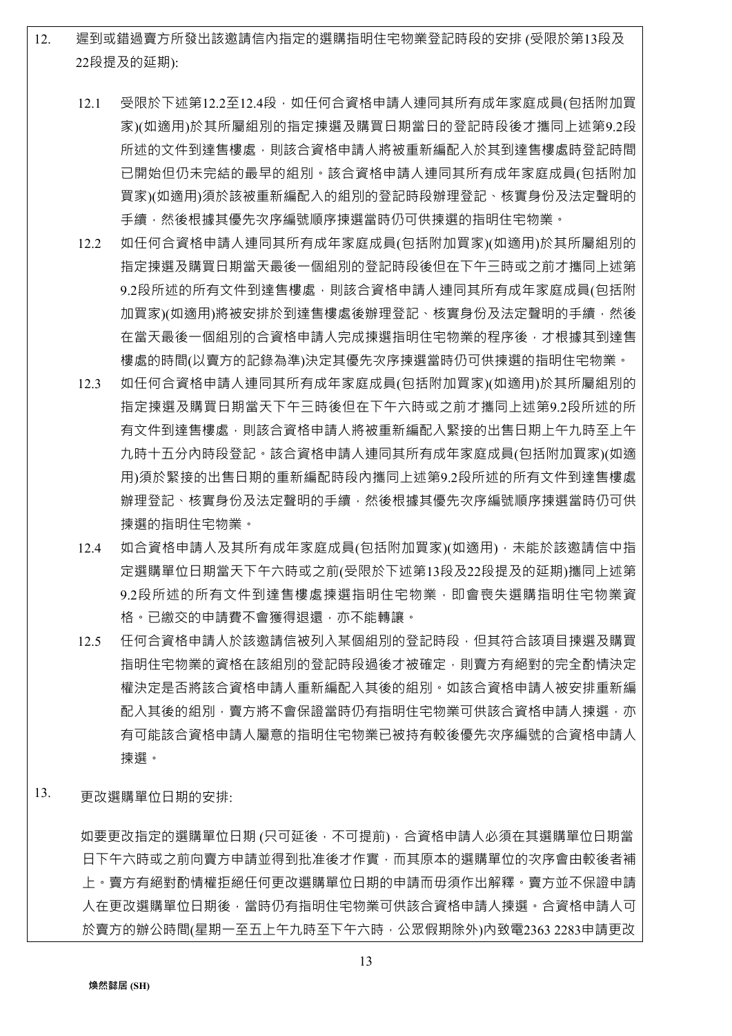12. 遲到或錯過賣方所發出該邀請信內指定的選購指明住宅物業登記時段的安排 (受限於第13段及22段提及的延期):

    12.1 受限於下述第12.2至12.4段，如任何合資格申請人連同其所有成年家庭成員(包括附加買家)(如適用)於其所屬組別的指定揀選及購買日期當日的登記時段後才攜同上述第9.2段所述的文件到達售樓處，則該合資格申請人將被重新編配入於其到達售樓處時登記時間已開始但仍未完結的最早的組別。該合資格申請人連同其所有成年家庭成員(包括附加買家)(如適用)須於該被重新編配入的組別的登記時段辦理登記、核實身份及法定聲明的手續，然後根據其優先次序編號順序揀選當時仍可供揀選的指明住宅物業。

    12.2 如任何合資格申請人連同其所有成年家庭成員(包括附加買家)(如適用)於其所屬組別的指定揀選及購買日期當天最後一個組別的登記時段後但在下午三時或之前才攜同上述第9.2段所述的所有文件到達售樓處，則該合資格申請人連同其所有成年家庭成員(包括附加買家)(如適用)將被安排於到達售樓處後辦理登記、核實身份及法定聲明的手續，然後在當天最後一個組別的合資格申請人完成揀選指明住宅物業的程序後，才根據其到達售樓處的時間(以賣方的記錄為準)決定其優先次序揀選當時仍可供揀選的指明住宅物業。

    12.3 如任何合資格申請人連同其所有成年家庭成員(包括附加買家)(如適用)於其所屬組別的指定揀選及購買日期當天下午三時後但在下午六時或之前才攜同上述第9.2段所述的所有文件到達售樓處，則該合資格申請人將被重新編配入緊接的出售日期上午九時至上午九時十五分內時段登記。該合資格申請人連同其所有成年家庭成員(包括附加買家)(如適用)須於緊接的出售日期的重新編配時段內攜同上述第9.2段所述的所有文件到達售樓處辦理登記、核實身份及法定聲明的手續，然後根據其優先次序編號順序揀選當時仍可供揀選的指明住宅物業。

    12.4 如合資格申請人及其所有成年家庭成員(包括附加買家)(如適用)，未能於該邀請信中指定選購單位日期當天下午六時或之前(受限於下述第13段及22段提及的延期)攜同上述第9.2段所述的所有文件到達售樓處揀選指明住宅物業，即會喪失選購指明住宅物業資格。已繳交的申請費不會獲得退還，亦不能轉讓。

    12.5 任何合資格申請人於該邀請信被列入某個組別的登記時段，但其符合該項目揀選及購買指明住宅物業的資格在該組別的登記時段過後才被確定，則賣方有絕對的完全酌情決定權決定是否將該合資格申請人重新編配入其後的組別。如該合資格申請人被安排重新編配入其後的組別，賣方將不會保證當時仍有指明住宅物業可供該合資格申請人揀選，亦有可能該合資格申請人屬意的指明住宅物業已被持有較後優先次序編號的合資格申請人揀選。

13. 更改選購單位日期的安排:

    如要更改指定的選購單位日期 (只可延後，不可提前)，合資格申請人必須在其選購單位日期當日下午六時或之前向賣方申請並得到批准後才作實，而其原本的選購單位的次序會由較後者補上。賣方有絕對酌情權拒絕任何更改選購單位日期的申請而毋須作出解釋。賣方並不保證申請人在更改選購單位日期後，當時仍有指明住宅物業可供該合資格申請人揀選。合資格申請人可於賣方的辦公時間(星期一至五上午九時至下午六時，公眾假期除外)內致電2363 2283申請更改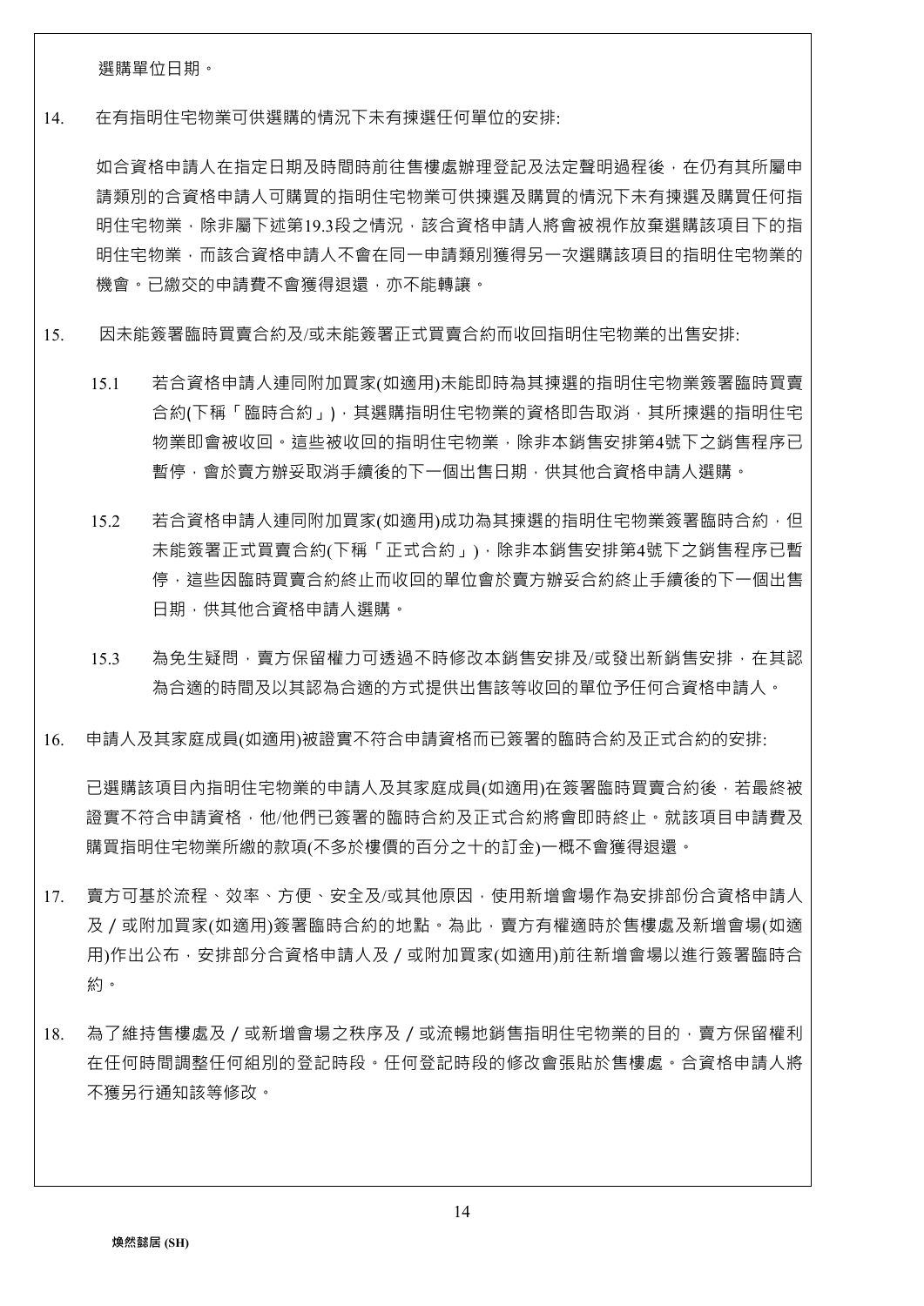選購單位日期。

14. 在有指明住宅物業可供選購的情況下未有揀選任何單位的安排:

如合資格申請人在指定日期及時間時前往售樓處辦理登記及法定聲明過程後，在仍有其所屬申請類別的合資格申請人可購買的指明住宅物業可供揀選及購買的情況下未有揀選及購買任何指明住宅物業，除非屬下述第19.3段之情況，該合資格申請人將會被視作放棄選購該項目下的指明住宅物業，而該合資格申請人不會在同一申請類別獲得另一次選購該項目的指明住宅物業的機會。已繳交的申請費不會獲得退還，亦不能轉讓。

15. 因未能簽署臨時買賣合約及/或未能簽署正式買賣合約而收回指明住宅物業的出售安排:

15.1 若合資格申請人連同附加買家(如適用)未能即時為其揀選的指明住宅物業簽署臨時買賣合約(下稱「臨時合約」)，其選購指明住宅物業的資格即告取消，其所揀選的指明住宅物業即會被收回。這些被收回的指明住宅物業，除非本銷售安排第4號下之銷售程序已暫停，會於賣方辦妥取消手續後的下一個出售日期，供其他合資格申請人選購。

15.2 若合資格申請人連同附加買家(如適用)成功為其揀選的指明住宅物業簽署臨時合約，但未能簽署正式買賣合約(下稱「正式合約」)，除非本銷售安排第4號下之銷售程序已暫停，這些因臨時買賣合約終止而收回的單位會於賣方辦妥合約終止手續後的下一個出售日期，供其他合資格申請人選購。

15.3 為免生疑問，賣方保留權力可透過不時修改本銷售安排及/或發出新銷售安排，在其認為合適的時間及以其認為合適的方式提供出售該等收回的單位予任何合資格申請人。

16. 申請人及其家庭成員(如適用)被證實不符合申請資格而已簽署的臨時合約及正式合約的安排:

已選購該項目內指明住宅物業的申請人及其家庭成員(如適用)在簽署臨時買賣合約後，若最終被證實不符合申請資格，他/他們已簽署的臨時合約及正式合約將會即時終止。就該項目申請費及購買指明住宅物業所繳的款項(不多於樓價的百分之十的訂金)一概不會獲得退還。

17. 賣方可基於流程、效率、方便、安全及/或其他原因，使用新增會場作為安排部份合資格申請人及／或附加買家(如適用)簽署臨時合約的地點。為此，賣方有權適時於售樓處及新增會場(如適用)作出公布，安排部分合資格申請人及／或附加買家(如適用)前往新增會場以進行簽署臨時合約。

18. 為了維持售樓處及／或新增會場之秩序及／或流暢地銷售指明住宅物業的目的，賣方保留權利在任何時間調整任何組別的登記時段。任何登記時段的修改會張貼於售樓處。合資格申請人將不獲另行通知該等修改。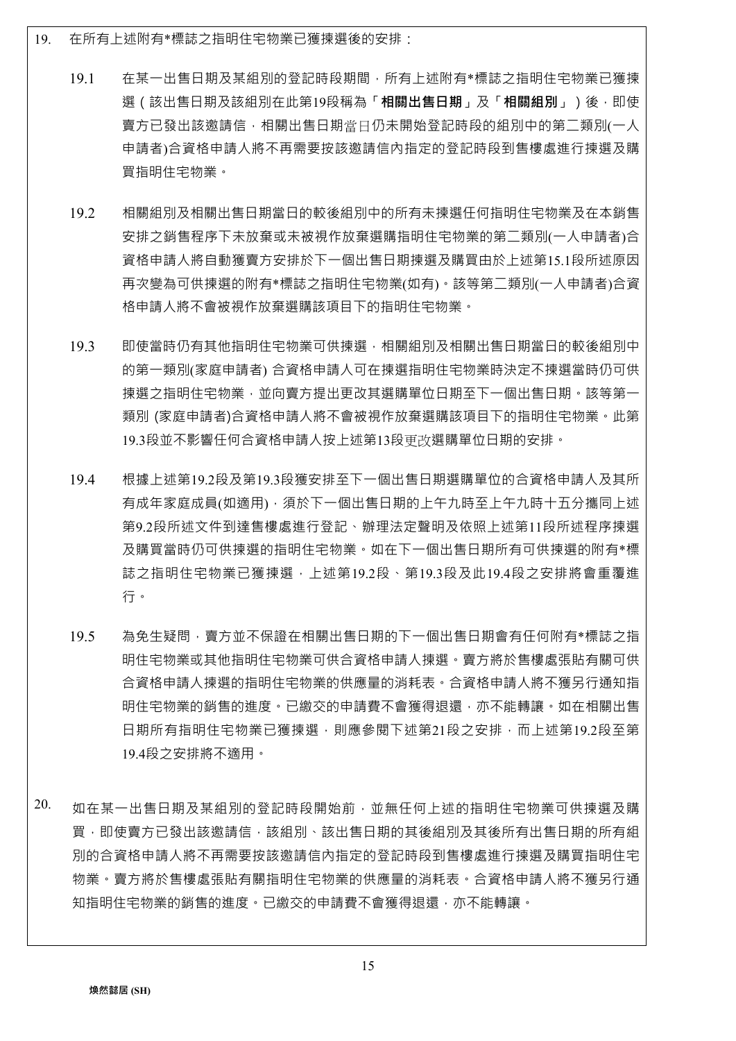19. 在所有上述附有*標誌之指明住宅物業已獲揀選後的安排：

19.1 在某一出售日期及某組別的登記時段期間，所有上述附有*標誌之指明住宅物業已獲揀選（該出售日期及該組別在此第19段稱為「**相關出售日期**」及「**相關組別**」）後，即使賣方已發出該邀請信，相關出售日期當日仍未開始登記時段的組別中的第二類別(一人申請者)合資格申請人將不再需要按該邀請信內指定的登記時段到售樓處進行揀選及購買指明住宅物業。

19.2 相關組別及相關出售日期當日的較後組別中的所有未揀選任何指明住宅物業及在本銷售安排之銷售程序下未放棄或未被視作放棄選購指明住宅物業的第二類別(一人申請者)合資格申請人將自動獲賣方安排於下一個出售日期揀選及購買由於上述第15.1段所述原因再次變為可供揀選的附有*標誌之指明住宅物業(如有)。該等第二類別(一人申請者)合資格申請人將不會被視作放棄選購該項目下的指明住宅物業。

19.3 即使當時仍有其他指明住宅物業可供揀選，相關組別及相關出售日期當日的較後組別中的第一類別(家庭申請者) 合資格申請人可在揀選指明住宅物業時決定不揀選當時仍可供揀選之指明住宅物業，並向賣方提出更改其選購單位日期至下一個出售日期。該等第一類別 (家庭申請者)合資格申請人將不會被視作放棄選購該項目下的指明住宅物業。此第19.3段並不影響任何合資格申請人按上述第13段更改選購單位日期的安排。

19.4 根據上述第19.2段及第19.3段獲安排至下一個出售日期選購單位的合資格申請人及其所有成年家庭成員(如適用)，須於下一個出售日期的上午九時至上午九時十五分攜同上述第9.2段所述文件到達售樓處進行登記、辦理法定聲明及依照上述第11段所述程序揀選及購買當時仍可供揀選的指明住宅物業。如在下一個出售日期所有可供揀選的附有*標誌之指明住宅物業已獲揀選，上述第19.2段、第19.3段及此19.4段之安排將會重覆進行。

19.5 為免生疑問，賣方並不保證在相關出售日期的下一個出售日期會有任何附有*標誌之指明住宅物業或其他指明住宅物業可供合資格申請人揀選。賣方將於售樓處張貼有關可供合資格申請人揀選的指明住宅物業的供應量的消耗表。合資格申請人將不獲另行通知指明住宅物業的銷售的進度。已繳交的申請費不會獲得退還，亦不能轉讓。如在相關出售日期所有指明住宅物業已獲揀選，則應參閱下述第21段之安排，而上述第19.2段至第19.4段之安排將不適用。

20. 如在某一出售日期及某組別的登記時段開始前，並無任何上述的指明住宅物業可供揀選及購買，即使賣方已發出該邀請信，該組別、該出售日期的其後組別及其後所有出售日期的所有組別的合資格申請人將不再需要按該邀請信內指定的登記時段到售樓處進行揀選及購買指明住宅物業。賣方將於售樓處張貼有關指明住宅物業的供應量的消耗表。合資格申請人將不獲另行通知指明住宅物業的銷售的進度。已繳交的申請費不會獲得退還，亦不能轉讓。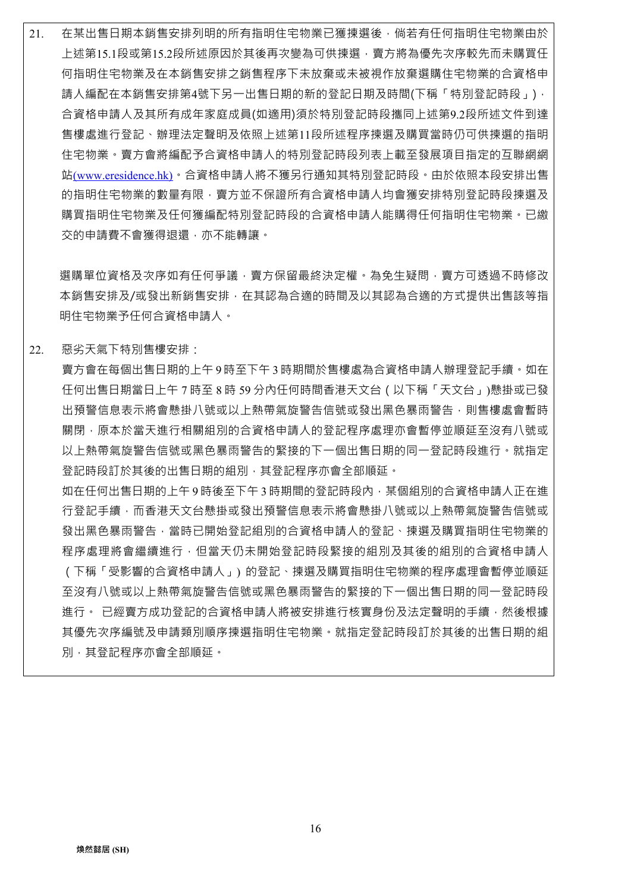21. 在某出售日期本銷售安排列明的所有指明住宅物業已獲揀選後，倘若有任何指明住宅物業由於上述第15.1段或第15.2段所述原因於其後再次變為可供揀選，賣方將為優先次序較先而未購買任何指明住宅物業及在本銷售安排之銷售程序下未放棄或未被視作放棄選購住宅物業的合資格申請人編配在本銷售安排第4號下另一出售日期的新的登記日期及時間(下稱「特別登記時段」)，合資格申請人及其所有成年家庭成員(如適用)須於特別登記時段攜同上述第9.2段所述文件到達售樓處進行登記、辦理法定聲明及依照上述第11段所述程序揀選及購買當時仍可供揀選的指明住宅物業。賣方會將編配予合資格申請人的特別登記時段列表上載至發展項目指定的互聯網網站(www.eresidence.hk)。合資格申請人將不獲另行通知其特別登記時段。由於依照本段安排出售的指明住宅物業的數量有限，賣方並不保證所有合資格申請人均會獲安排特別登記時段揀選及購買指明住宅物業及任何獲編配特別登記時段的合資格申請人能購得任何指明住宅物業。已繳交的申請費不會獲得退還，亦不能轉讓。

    選購單位資格及次序如有任何爭議，賣方保留最終決定權。為免生疑問，賣方可透過不時修改本銷售安排及/或發出新銷售安排，在其認為合適的時間及以其認為合適的方式提供出售該等指明住宅物業予任何合資格申請人。

22. 惡劣天氣下特別售樓安排：

    賣方會在每個出售日期的上午 9 時至下午 3 時期間於售樓處為合資格申請人辦理登記手續。如在任何出售日期當日上午 7 時至 8 時 59 分內任何時間香港天文台（以下稱「天文台」)懸掛或已發出預警信息表示將會懸掛八號或以上熱帶氣旋警告信號或發出黑色暴雨警告，則售樓處會暫時關閉，原本於當天進行相關組別的合資格申請人的登記程序處理亦會暫停並順延至沒有八號或以上熱帶氣旋警告信號或黑色暴雨警告的緊接的下一個出售日期的同一登記時段進行。就指定登記時段訂於其後的出售日期的組別，其登記程序亦會全部順延。

    如在任何出售日期的上午 9 時後至下午 3 時期間的登記時段內，某個組別的合資格申請人正在進行登記手續，而香港天文台懸掛或發出預警信息表示將會懸掛八號或以上熱帶氣旋警告信號或發出黑色暴雨警告，當時已開始登記組別的合資格申請人的登記、揀選及購買指明住宅物業的程序處理將會繼續進行，但當天仍未開始登記時段緊接的組別及其後的組別的合資格申請人（下稱「受影響的合資格申請人」）的登記、揀選及購買指明住宅物業的程序處理會暫停並順延至沒有八號或以上熱帶氣旋警告信號或黑色暴雨警告的緊接的下一個出售日期的同一登記時段進行。 已經賣方成功登記的合資格申請人將被安排進行核實身份及法定聲明的手續，然後根據其優先次序編號及申請類別順序揀選指明住宅物業。就指定登記時段訂於其後的出售日期的組別，其登記程序亦會全部順延。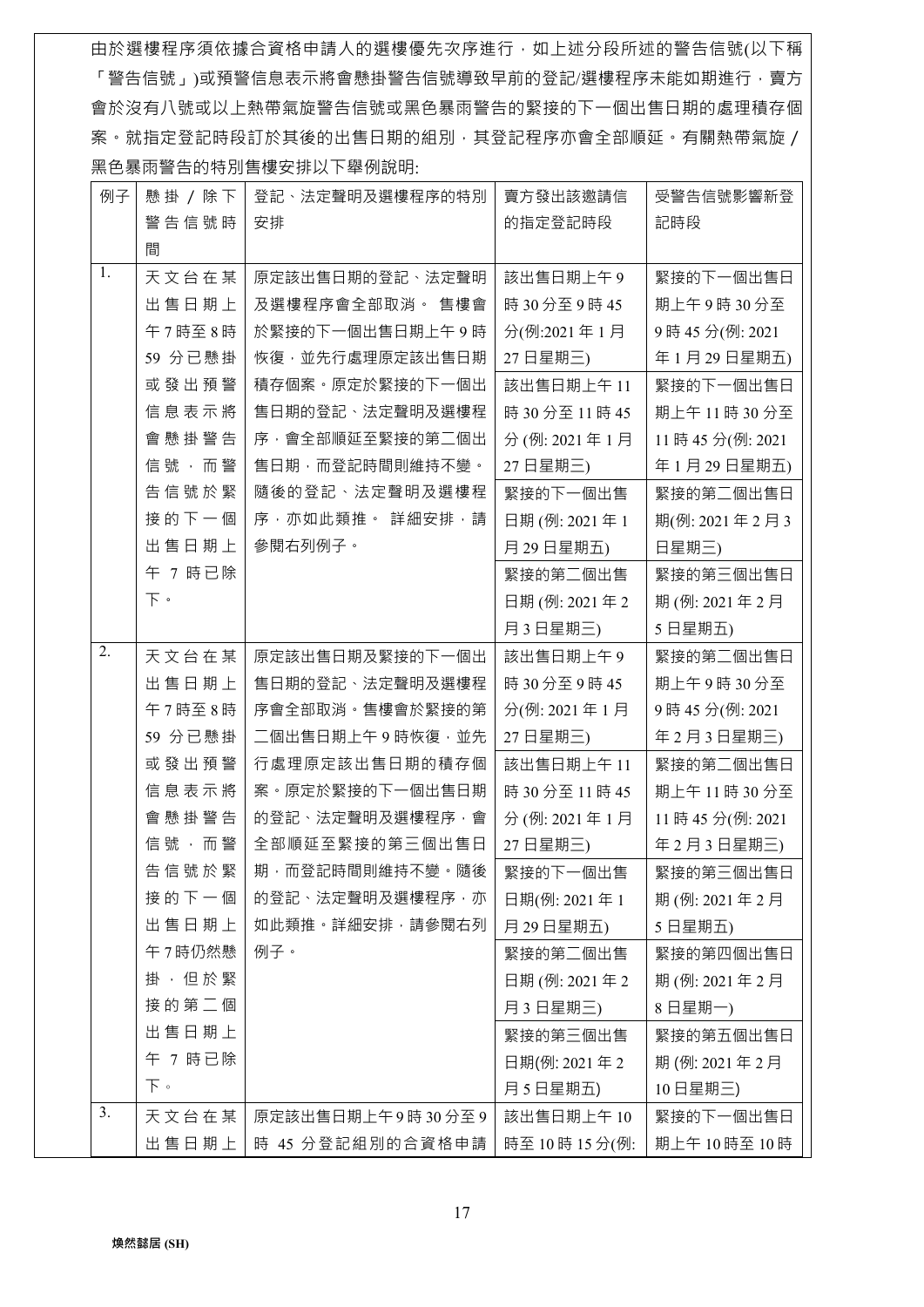由於選樓程序須依據合資格申請人的選樓優先次序進行，如上述分段所述的警告信號(以下稱「警告信號」)或預警信息表示將會懸掛警告信號導致早前的登記/選樓程序未能如期進行，賣方會於沒有八號或以上熱帶氣旋警告信號或黑色暴雨警告的緊接的下一個出售日期的處理積存個案。就指定登記時段訂於其後的出售日期的組別，其登記程序亦會全部順延。有關熱帶氣旋／黑色暴雨警告的特別售樓安排以下舉例說明:

| 例子 | 懸掛／除下警告信號時間 | 登記、法定聲明及選樓程序的特別安排 | 賣方發出該邀請信的指定登記時段 | 受警告信號影響新登記時段 |
|---|---|---|---|---|
| 1. | 天文台在某出售日期上午7時至8時59分已懸掛或發出預警信息表示將會懸掛警告信號，而警告信號於緊接的下一個出售日期上午7時已除下。 | 原定該出售日期的登記、法定聲明及選樓程序會全部取消。售樓會於緊接的下一個出售日期上午9時恢復，並先行處理原定該出售日期積存個案。原定於緊接的下一個出售日期的登記、法定聲明及選樓程序，會全部順延至緊接的第二個出售日期，而登記時間則維持不變。隨後的登記、法定聲明及選樓程序，亦如此類推。詳細安排，請參閱右列例子。 | 該出售日期上午9時30分至9時45分(例:2021年1月27日星期三) | 緊接的下一個出售日期上午9時30分至9時45分(例: 2021年1月29日星期五) |
| | | | 該出售日期上午11時30分至11時45分(例: 2021年1月27日星期三) | 緊接的下一個出售日期上午11時30分至11時45分(例: 2021年1月29日星期五) |
| | | | 緊接的下一個出售日期(例: 2021年1月29日星期五) | 緊接的第二個出售日期(例: 2021年2月3日星期三) |
| | | | 緊接的第二個出售日期(例: 2021年2月3日星期三) | 緊接的第三個出售日期(例: 2021年2月5日星期五) |
| 2. | 天文台在某出售日期上午7時至8時59分已懸掛或發出預警信息表示將會懸掛警告信號，而警告信號於緊接的下一個出售日期上午7時仍然懸掛，但於緊接的第二個出售日期上午7時已除下。 | 原定該出售日期及緊接的下一個出售日期的登記、法定聲明及選樓程序會全部取消。售樓會於緊接的第二個出售日期上午9時恢復，並先行處理原定該出售日期的積存個案。原定於緊接的下一個出售日期的登記、法定聲明及選樓程序，會全部順延至緊接的第三個出售日期，而登記時間則維持不變。隨後的登記、法定聲明及選樓程序，亦如此類推。詳細安排，請參閱右列例子。 | 該出售日期上午9時30分至9時45分(例: 2021年1月27日星期三) | 緊接的第二個出售日期上午9時30分至9時45分(例: 2021年2月3日星期三) |
| | | | 該出售日期上午11時30分至11時45分(例: 2021年1月27日星期三) | 緊接的第二個出售日期上午11時30分至11時45分(例: 2021年2月3日星期三) |
| | | | 緊接的下一個出售日期(例: 2021年1月29日星期五) | 緊接的第三個出售日期(例: 2021年2月5日星期五) |
| | | | 緊接的第二個出售日期(例: 2021年2月3日星期三) | 緊接的第四個出售日期(例: 2021年2月8日星期一) |
| | | | 緊接的第三個出售日期(例: 2021年2月5日星期五) | 緊接的第五個出售日期(例: 2021年2月10日星期三) |
| 3. | 天文台在某出售日期上 | 原定該出售日期上午9時30分至9時45分登記組別的合資格申請 | 該出售日期上午10時至10時15分(例: | 緊接的下一個出售日期上午10時至10時 |

煥然懿居 (SH)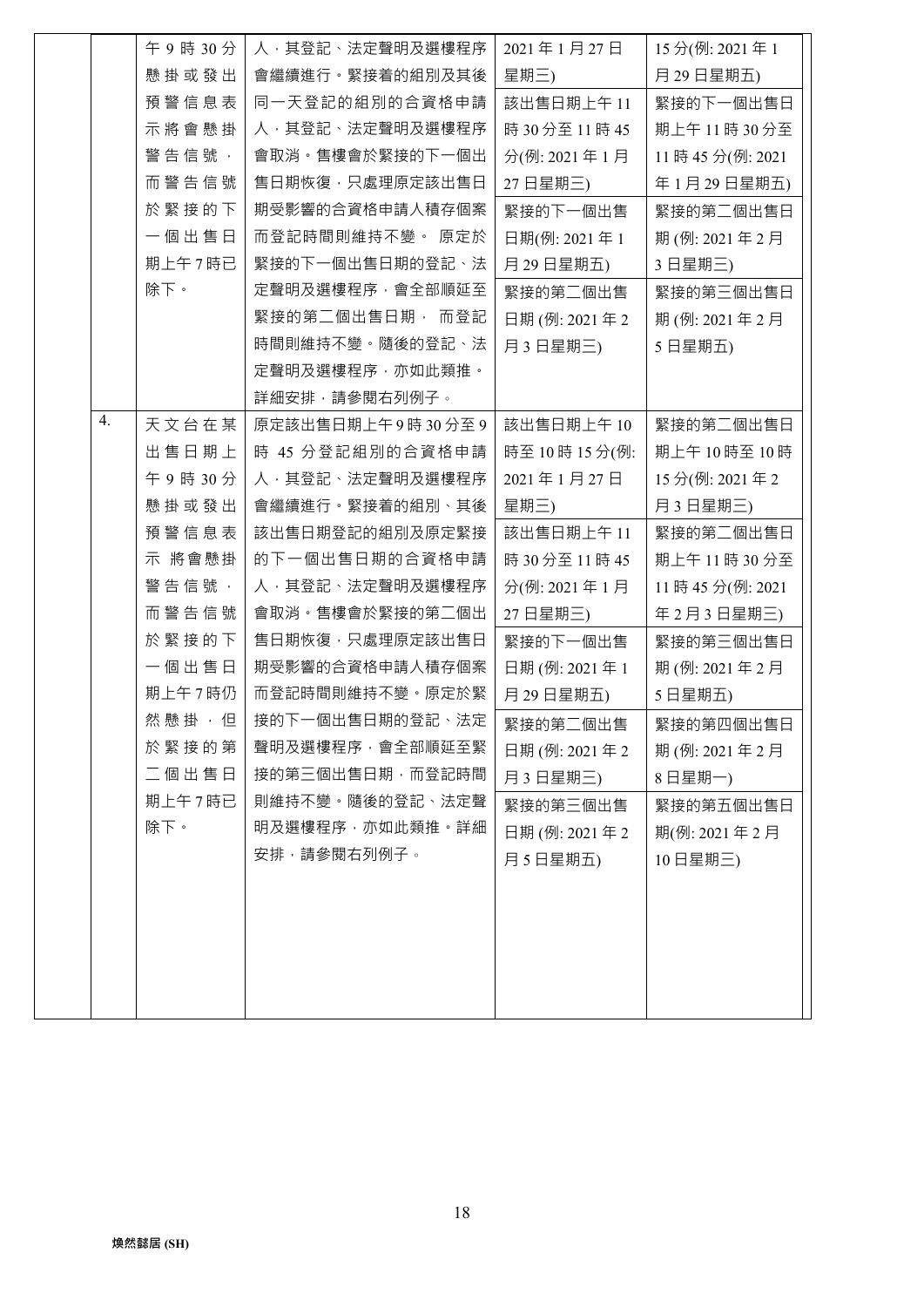| | | | | |
|---|---|---|---|---|
| | 午9時30分懸掛或發出預警信息表示將會懸掛警告信號，而警告信號於緊接的下一個出售日期上午7時已除下。 | 人，其登記、法定聲明及選樓程序會繼續進行。緊接着的組別及其後同一天登記的組別的合資格申請人，其登記、法定聲明及選樓程序會取消。售樓會於緊接的下一個出售日期恢復，只處理原定該出售日期受影響的合資格申請人積存個案而登記時間則維持不變。 原定於緊接的下一個出售日期的登記、法定聲明及選樓程序，會全部順延至緊接的第二個出售日期， 而登記時間則維持不變。隨後的登記、法定聲明及選樓程序，亦如此類推。詳細安排，請參閱右列例子。 | 2021年1月27日星期三)<br><br>該出售日期上午11時30分至11時45分(例: 2021年1月27日星期三)<br><br>緊接的下一個出售日期(例: 2021年1月29日星期五)<br><br>緊接的第二個出售日期 (例: 2021年2月3日星期三) | 15分(例: 2021年1月29日星期五)<br><br>緊接的下一個出售日期上午11時30分至11時45分(例: 2021年1月29日星期五)<br><br>緊接的第二個出售日期 (例: 2021年2月3日星期三)<br><br>緊接的第三個出售日期 (例: 2021年2月5日星期五) |
| 4. | 天文台在某出售日期上午9時30分懸掛或發出預警信息表示 將會懸掛警告信號，而警告信號於緊接的下一個出售日期上午7時仍然懸掛，但於緊接的第二個出售日期上午7時已除下。 | 原定該出售日期上午9時30分至9時 45 分登記組別的合資格申請人，其登記、法定聲明及選樓程序會繼續進行。緊接着的組別、其後該出售日期登記的組別及原定緊接的下一個出售日期的合資格申請人，其登記、法定聲明及選樓程序會取消。售樓會於緊接的第二個出售日期恢復，只處理原定該出售日期受影響的合資格申請人積存個案而登記時間則維持不變。原定於緊接的下一個出售日期的登記、法定聲明及選樓程序，會全部順延至緊接的第三個出售日期，而登記時間則維持不變。隨後的登記、法定聲明及選樓程序，亦如此類推。詳細安排，請參閱右列例子。 | 該出售日期上午10時至10時15分(例: 2021年1月27日星期三)<br><br>該出售日期上午11時30分至11時45分(例: 2021年1月27日星期三)<br><br>緊接的下一個出售日期 (例: 2021年1月29日星期五)<br><br>緊接的第二個出售日期 (例: 2021年2月3日星期三)<br><br>緊接的第三個出售日期 (例: 2021年2月5日星期五) | 緊接的第二個出售日期上午10時至10時15分(例: 2021年2月3日星期三)<br><br>緊接的第二個出售日期上午11時30分至11時45分(例: 2021年2月3日星期三)<br><br>緊接的第三個出售日期 (例: 2021年2月5日星期五)<br><br>緊接的第四個出售日期 (例: 2021年2月8日星期一)<br><br>緊接的第五個出售日期(例: 2021年2月10日星期三) |

煥然懿居 (SH)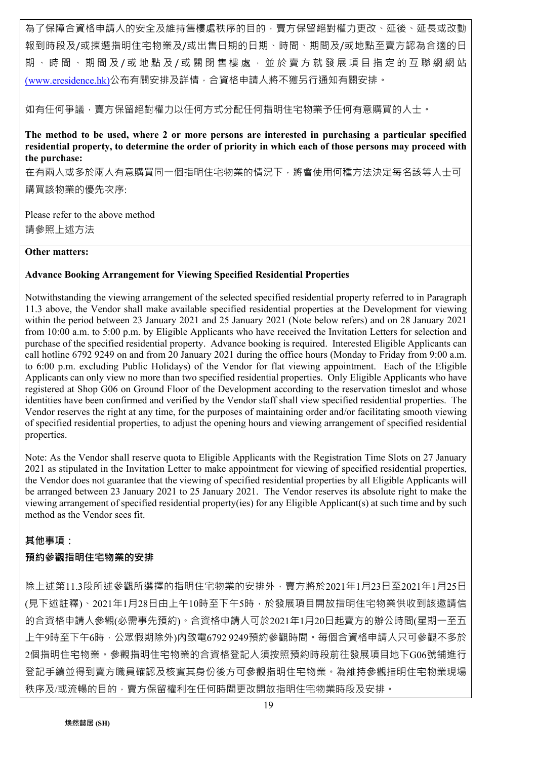為了保障合資格申請人的安全及維持售樓處秩序的目的，賣方保留絕對權力更改、延後、延長或改動報到時段及/或揀選指明住宅物業及/或出售日期的日期、時間、期間及/或地點至賣方認為合適的日期、時間、期間及/或地點及/或關閉售樓處，並於賣方就發展項目指定的互聯網網站(www.eresidence.hk)公布有關安排及詳情，合資格申請人將不獲另行通知有關安排。

如有任何爭議，賣方保留絕對權力以任何方式分配任何指明住宅物業予任何有意購買的人士。

**The method to be used, where 2 or more persons are interested in purchasing a particular specified residential property, to determine the order of priority in which each of those persons may proceed with the purchase:**

在有兩人或多於兩人有意購買同一個指明住宅物業的情況下，將會使用何種方法決定每名該等人士可購買該物業的優先次序:

Please refer to the above method

請參照上述方法

**Other matters:**

**Advance Booking Arrangement for Viewing Specified Residential Properties**

Notwithstanding the viewing arrangement of the selected specified residential property referred to in Paragraph 11.3 above, the Vendor shall make available specified residential properties at the Development for viewing within the period between 23 January 2021 and 25 January 2021 (Note below refers) and on 28 January 2021 from 10:00 a.m. to 5:00 p.m. by Eligible Applicants who have received the Invitation Letters for selection and purchase of the specified residential property. Advance booking is required. Interested Eligible Applicants can call hotline 6792 9249 on and from 20 January 2021 during the office hours (Monday to Friday from 9:00 a.m. to 6:00 p.m. excluding Public Holidays) of the Vendor for flat viewing appointment. Each of the Eligible Applicants can only view no more than two specified residential properties. Only Eligible Applicants who have registered at Shop G06 on Ground Floor of the Development according to the reservation timeslot and whose identities have been confirmed and verified by the Vendor staff shall view specified residential properties. The Vendor reserves the right at any time, for the purposes of maintaining order and/or facilitating smooth viewing of specified residential properties, to adjust the opening hours and viewing arrangement of specified residential properties.

Note: As the Vendor shall reserve quota to Eligible Applicants with the Registration Time Slots on 27 January 2021 as stipulated in the Invitation Letter to make appointment for viewing of specified residential properties, the Vendor does not guarantee that the viewing of specified residential properties by all Eligible Applicants will be arranged between 23 January 2021 to 25 January 2021. The Vendor reserves its absolute right to make the viewing arrangement of specified residential property(ies) for any Eligible Applicant(s) at such time and by such method as the Vendor sees fit.

**其他事項：**

**預約參觀指明住宅物業的安排**

除上述第11.3段所述參觀所選擇的指明住宅物業的安排外，賣方將於2021年1月23日至2021年1月25日(見下述註釋)、2021年1月28日由上午10時至下午5時，於發展項目開放指明住宅物業供收到該邀請信的合資格申請人參觀(必需事先預約)。合資格申請人可於2021年1月20日起賣方的辦公時間(星期一至五上午9時至下午6時，公眾假期除外)內致電6792 9249預約參觀時間。每個合資格申請人只可參觀不多於2個指明住宅物業。參觀指明住宅物業的合資格登記人須按照預約時段前往發展項目地下G06號舖進行登記手續並得到賣方職員確認及核實其身份後方可參觀指明住宅物業。為維持參觀指明住宅物業現場秩序及/或流暢的目的，賣方保留權利在任何時間更改開放指明住宅物業時段及安排。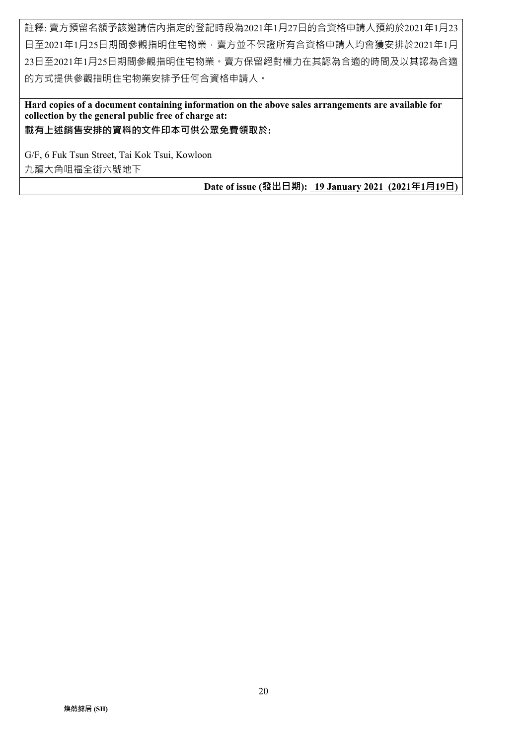註釋: 賣方預留名額予該邀請信內指定的登記時段為2021年1月27日的合資格申請人預約於2021年1月23日至2021年1月25日期間參觀指明住宅物業，賣方並不保證所有合資格申請人均會獲安排於2021年1月23日至2021年1月25日期間參觀指明住宅物業。賣方保留絕對權力在其認為合適的時間及以其認為合適的方式提供參觀指明住宅物業安排予任何合資格申請人。

**Hard copies of a document containing information on the above sales arrangements are available for collection by the general public free of charge at:**
**載有上述銷售安排的資料的文件印本可供公眾免費領取於:**

G/F, 6 Fuk Tsun Street, Tai Kok Tsui, Kowloon
九龍大角咀福全街六號地下

**Date of issue (發出日期): 19 January 2021 (2021年1月19日)**